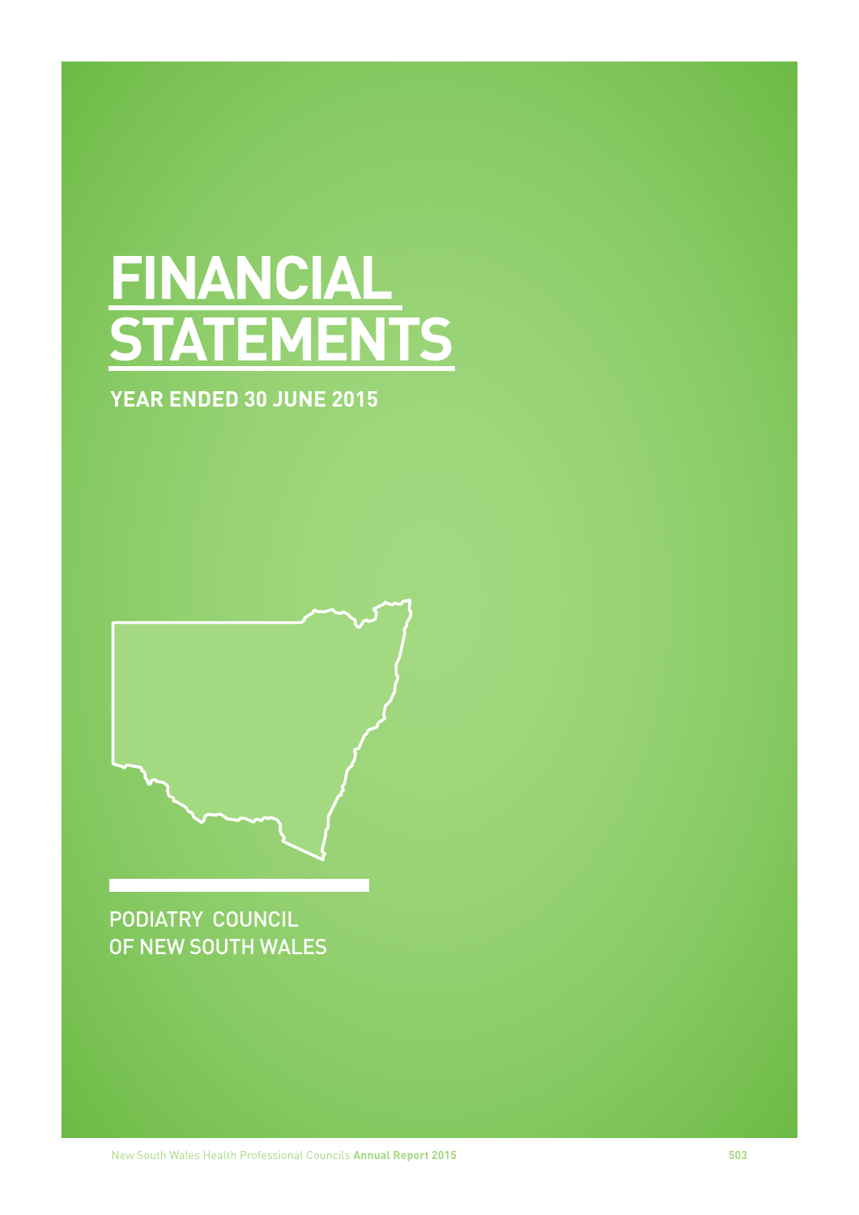# FINANCIAL STATEMENTS

**YEAR ENDED 30 JUNE 2015**

PODIATRY COUNCIL OF NEW SOUTH WALES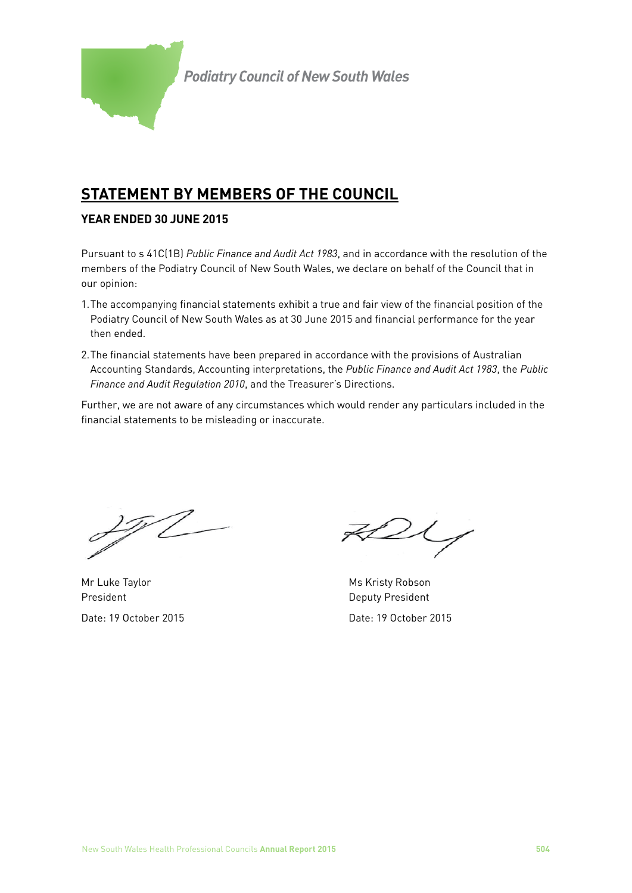*Podiatry Council of New South Wales*

## STATEMENT BY MEMBERS OF THE COUNCIL

### YEAR ENDED 30 JUNE 2015

Pursuant to s 41C(1B) *Public Finance and Audit Act 1983*, and in accordance with the resolution of the members of the Podiatry Council of New South Wales, we declare on behalf of the Council that in our opinion:

1. The accompanying financial statements exhibit a true and fair view of the financial position of the Podiatry Council of New South Wales as at 30 June 2015 and financial performance for the year then ended.
2. The financial statements have been prepared in accordance with the provisions of Australian Accounting Standards, Accounting interpretations, the *Public Finance and Audit Act 1983*, the *Public Finance and Audit Regulation 2010*, and the Treasurer's Directions.

Further, we are not aware of any circumstances which would render any particulars included in the financial statements to be misleading or inaccurate.

Mr Luke Taylor
President

Date: 19 October 2015

Ms Kristy Robson
Deputy President

Date: 19 October 2015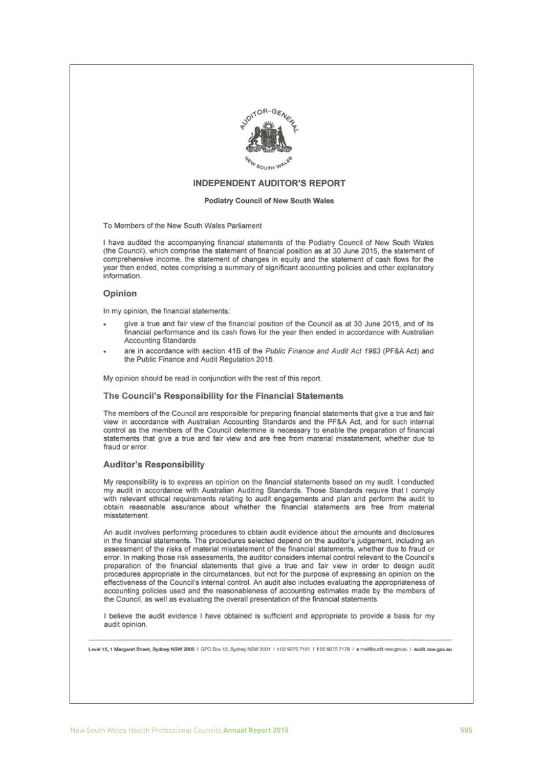# INDEPENDENT AUDITOR'S REPORT

**Podiatry Council of New South Wales**

To Members of the New South Wales Parliament

I have audited the accompanying financial statements of the Podiatry Council of New South Wales (the Council), which comprise the statement of financial position as at 30 June 2015, the statement of comprehensive income, the statement of changes in equity and the statement of cash flows for the year then ended, notes comprising a summary of significant accounting policies and other explanatory information.

## Opinion

In my opinion, the financial statements:

- give a true and fair view of the financial position of the Council as at 30 June 2015, and of its financial performance and its cash flows for the year then ended in accordance with Australian Accounting Standards
- are in accordance with section 41B of the *Public Finance and Audit Act 1983* (PF&A Act) and the Public Finance and Audit Regulation 2015.

My opinion should be read in conjunction with the rest of this report.

## The Council's Responsibility for the Financial Statements

The members of the Council are responsible for preparing financial statements that give a true and fair view in accordance with Australian Accounting Standards and the PF&A Act, and for such internal control as the members of the Council determine is necessary to enable the preparation of financial statements that give a true and fair view and are free from material misstatement, whether due to fraud or error.

## Auditor's Responsibility

My responsibility is to express an opinion on the financial statements based on my audit. I conducted my audit in accordance with Australian Auditing Standards. Those Standards require that I comply with relevant ethical requirements relating to audit engagements and plan and perform the audit to obtain reasonable assurance about whether the financial statements are free from material misstatement.

An audit involves performing procedures to obtain audit evidence about the amounts and disclosures in the financial statements. The procedures selected depend on the auditor's judgement, including an assessment of the risks of material misstatement of the financial statements, whether due to fraud or error. In making those risk assessments, the auditor considers internal control relevant to the Council's preparation of the financial statements that give a true and fair view in order to design audit procedures appropriate in the circumstances, but not for the purpose of expressing an opinion on the effectiveness of the Council's internal control. An audit also includes evaluating the appropriateness of accounting policies used and the reasonableness of accounting estimates made by the members of the Council, as well as evaluating the overall presentation of the financial statements.

I believe the audit evidence I have obtained is sufficient and appropriate to provide a basis for my audit opinion.

Level 15, 1 Margaret Street, Sydney NSW 2000 | GPO Box 12, Sydney NSW 2001 | t 02 9275 7101 | f 02 9275 7179 | e mail@audit.nsw.gov.au | audit.nsw.gov.au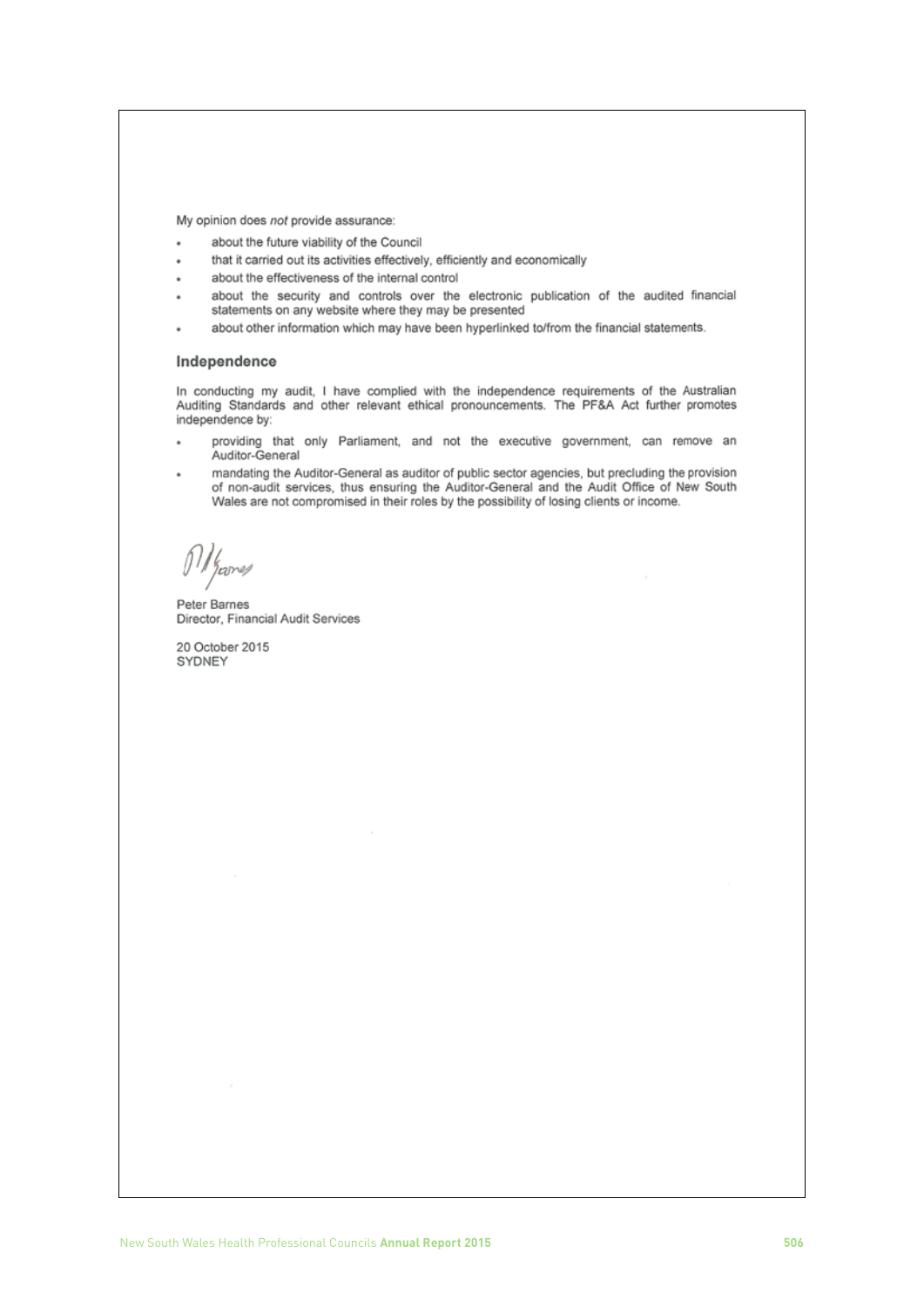My opinion does *not* provide assurance:

- about the future viability of the Council
- that it carried out its activities effectively, efficiently and economically
- about the effectiveness of the internal control
- about the security and controls over the electronic publication of the audited financial statements on any website where they may be presented
- about other information which may have been hyperlinked to/from the financial statements.

## Independence

In conducting my audit, I have complied with the independence requirements of the Australian Auditing Standards and other relevant ethical pronouncements. The PF&A Act further promotes independence by:

- providing that only Parliament, and not the executive government, can remove an Auditor-General
- mandating the Auditor-General as auditor of public sector agencies, but precluding the provision of non-audit services, thus ensuring the Auditor-General and the Audit Office of New South Wales are not compromised in their roles by the possibility of losing clients or income.

Peter Barnes
Director, Financial Audit Services

20 October 2015
SYDNEY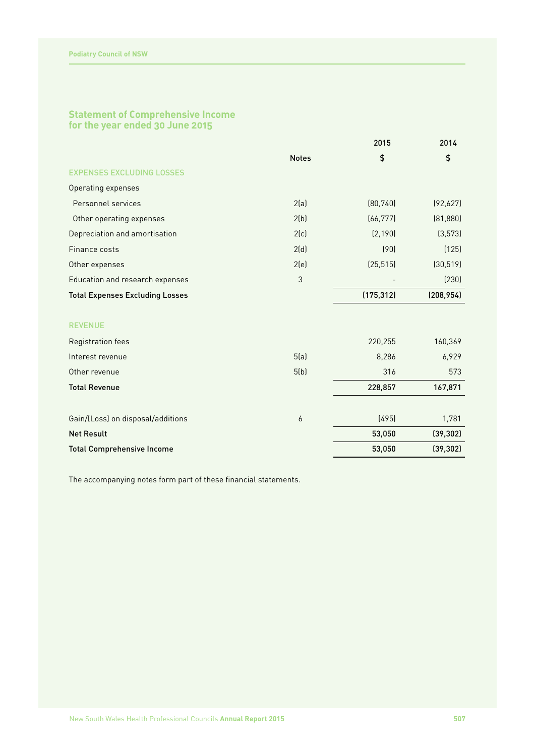## Statement of Comprehensive Income for the year ended 30 June 2015

| | Notes | 2015 $ | 2014 $ |
|---|---|---|---|
| **EXPENSES EXCLUDING LOSSES** | | | |
| Operating expenses | | | |
| Personnel services | 2(a) | (80,740) | (92,627) |
| Other operating expenses | 2(b) | (66,777) | (81,880) |
| Depreciation and amortisation | 2(c) | (2,190) | (3,573) |
| Finance costs | 2(d) | (90) | (125) |
| Other expenses | 2(e) | (25,515) | (30,519) |
| Education and research expenses | 3 | - | (230) |
| **Total Expenses Excluding Losses** | | **(175,312)** | **(208,954)** |
| **REVENUE** | | | |
| Registration fees | | 220,255 | 160,369 |
| Interest revenue | 5(a) | 8,286 | 6,929 |
| Other revenue | 5(b) | 316 | 573 |
| **Total Revenue** | | **228,857** | **167,871** |
| Gain/(Loss) on disposal/additions | 6 | (495) | 1,781 |
| **Net Result** | | **53,050** | **(39,302)** |
| **Total Comprehensive Income** | | **53,050** | **(39,302)** |

The accompanying notes form part of these financial statements.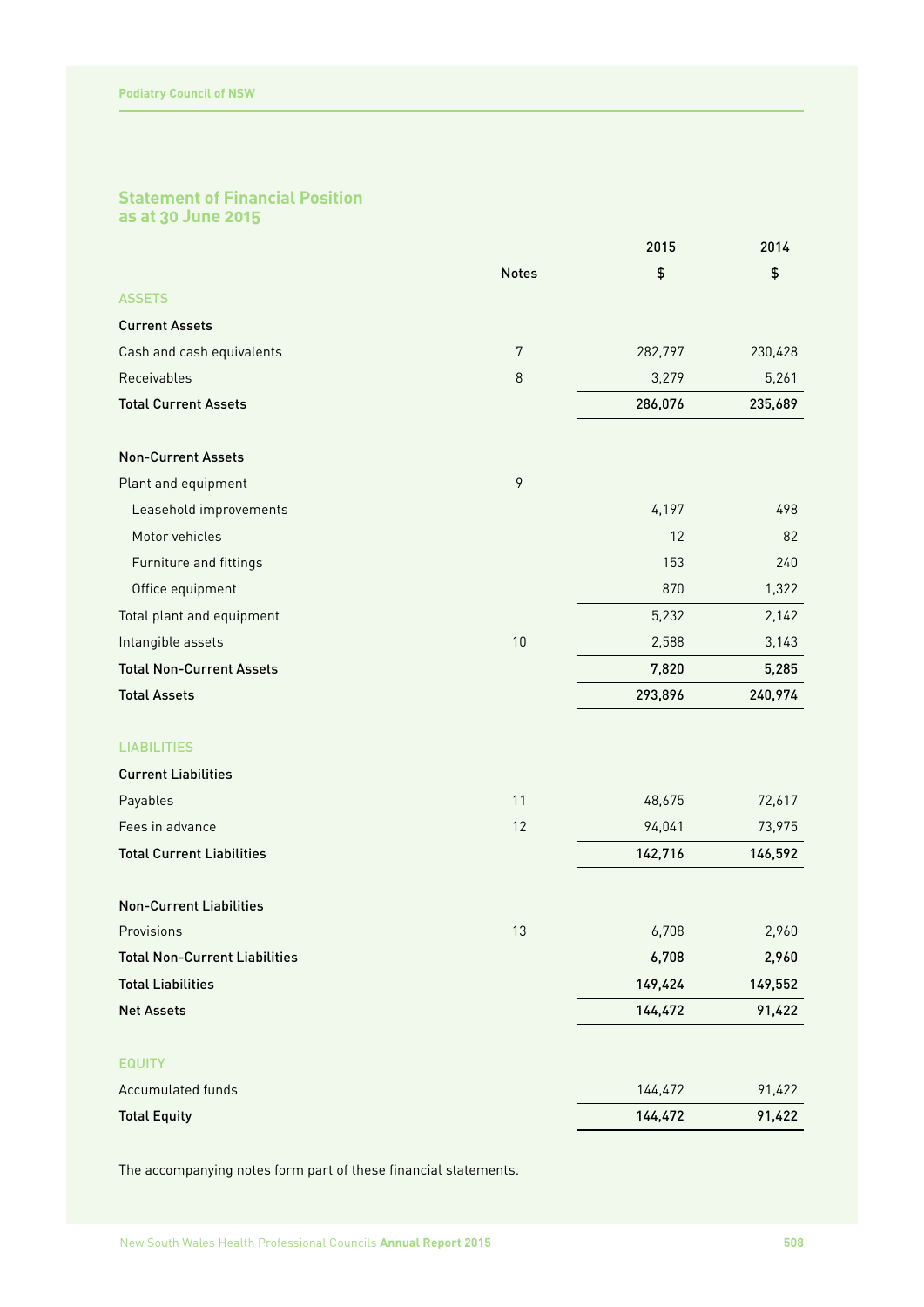## Statement of Financial Position as at 30 June 2015

| | Notes | 2015 $ | 2014 $ |
|---|---|---|---|
| **ASSETS** | | | |
| **Current Assets** | | | |
| Cash and cash equivalents | 7 | 282,797 | 230,428 |
| Receivables | 8 | 3,279 | 5,261 |
| **Total Current Assets** | | **286,076** | **235,689** |
| **Non-Current Assets** | | | |
| Plant and equipment | 9 | | |
| Leasehold improvements | | 4,197 | 498 |
| Motor vehicles | | 12 | 82 |
| Furniture and fittings | | 153 | 240 |
| Office equipment | | 870 | 1,322 |
| Total plant and equipment | | 5,232 | 2,142 |
| Intangible assets | 10 | 2,588 | 3,143 |
| **Total Non-Current Assets** | | **7,820** | **5,285** |
| **Total Assets** | | **293,896** | **240,974** |
| **LIABILITIES** | | | |
| **Current Liabilities** | | | |
| Payables | 11 | 48,675 | 72,617 |
| Fees in advance | 12 | 94,041 | 73,975 |
| **Total Current Liabilities** | | **142,716** | **146,592** |
| **Non-Current Liabilities** | | | |
| Provisions | 13 | 6,708 | 2,960 |
| **Total Non-Current Liabilities** | | **6,708** | **2,960** |
| **Total Liabilities** | | **149,424** | **149,552** |
| **Net Assets** | | **144,472** | **91,422** |
| **EQUITY** | | | |
| Accumulated funds | | 144,472 | 91,422 |
| **Total Equity** | | **144,472** | **91,422** |

The accompanying notes form part of these financial statements.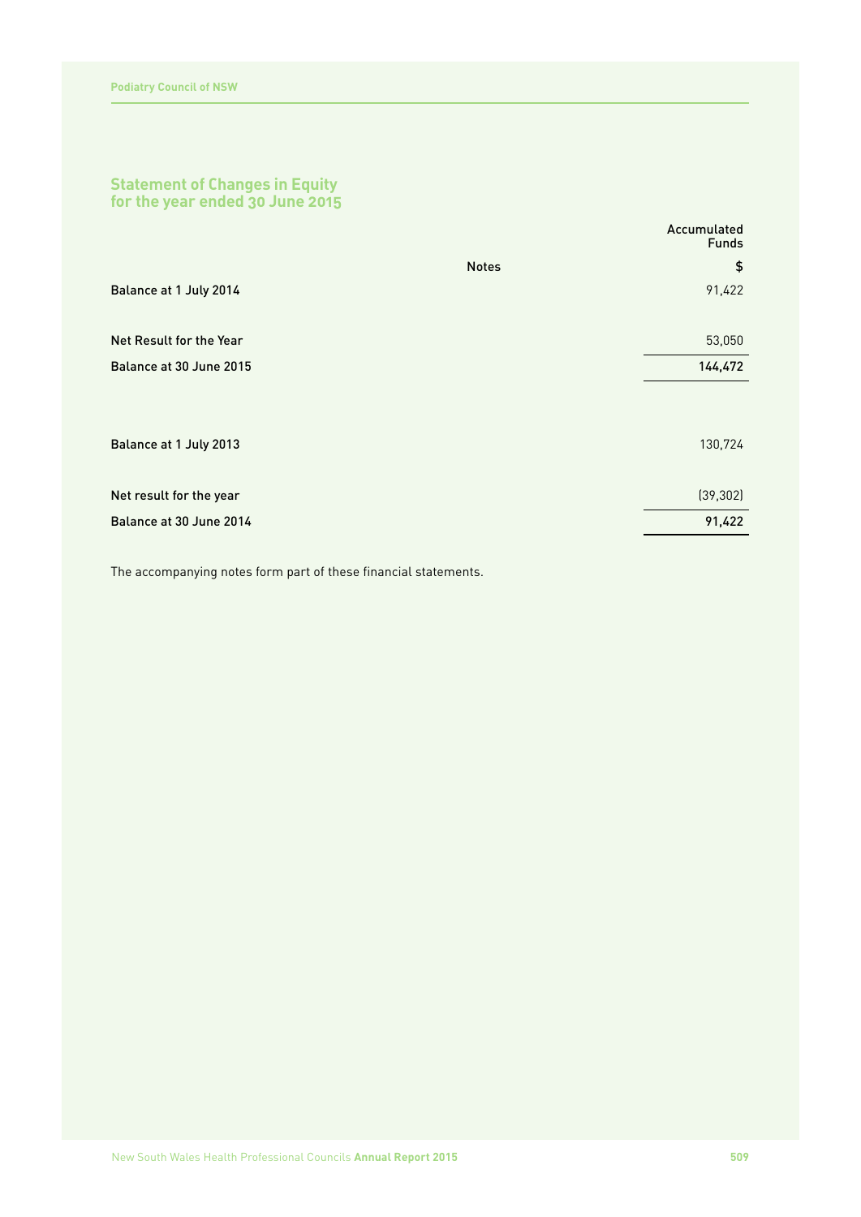## Statement of Changes in Equity for the year ended 30 June 2015

| | Notes | Accumulated Funds |
|---|---|---|
| | | $ |
| Balance at 1 July 2014 | | 91,422 |
| Net Result for the Year | | 53,050 |
| **Balance at 30 June 2015** | | **144,472** |
| | | |
| Balance at 1 July 2013 | | 130,724 |
| Net result for the year | | (39,302) |
| **Balance at 30 June 2014** | | **91,422** |

The accompanying notes form part of these financial statements.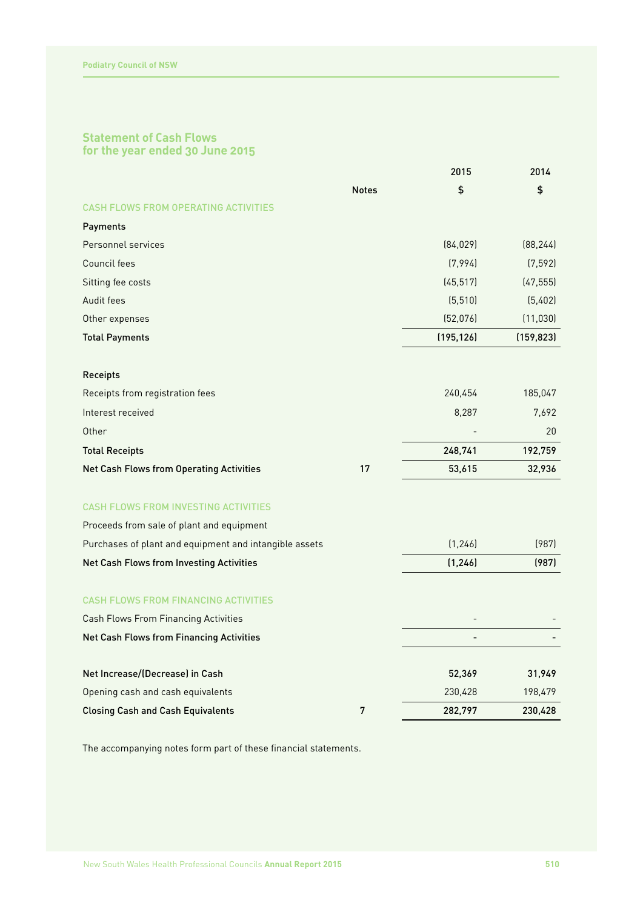## Statement of Cash Flows
## for the year ended 30 June 2015

| | Notes | 2015 $ | 2014 $ |
|---|---|---|---|
| **CASH FLOWS FROM OPERATING ACTIVITIES** | | | |
| **Payments** | | | |
| Personnel services | | (84,029) | (88,244) |
| Council fees | | (7,994) | (7,592) |
| Sitting fee costs | | (45,517) | (47,555) |
| Audit fees | | (5,510) | (5,402) |
| Other expenses | | (52,076) | (11,030) |
| **Total Payments** | | **(195,126)** | **(159,823)** |
| **Receipts** | | | |
| Receipts from registration fees | | 240,454 | 185,047 |
| Interest received | | 8,287 | 7,692 |
| Other | | - | 20 |
| **Total Receipts** | | **248,741** | **192,759** |
| **Net Cash Flows from Operating Activities** | 17 | **53,615** | **32,936** |
| **CASH FLOWS FROM INVESTING ACTIVITIES** | | | |
| Proceeds from sale of plant and equipment | | | |
| Purchases of plant and equipment and intangible assets | | (1,246) | (987) |
| **Net Cash Flows from Investing Activities** | | **(1,246)** | **(987)** |
| **CASH FLOWS FROM FINANCING ACTIVITIES** | | | |
| Cash Flows From Financing Activities | | - | - |
| **Net Cash Flows from Financing Activities** | | **-** | **-** |
| **Net Increase/(Decrease) in Cash** | | **52,369** | **31,949** |
| Opening cash and cash equivalents | | 230,428 | 198,479 |
| **Closing Cash and Cash Equivalents** | 7 | **282,797** | **230,428** |

The accompanying notes form part of these financial statements.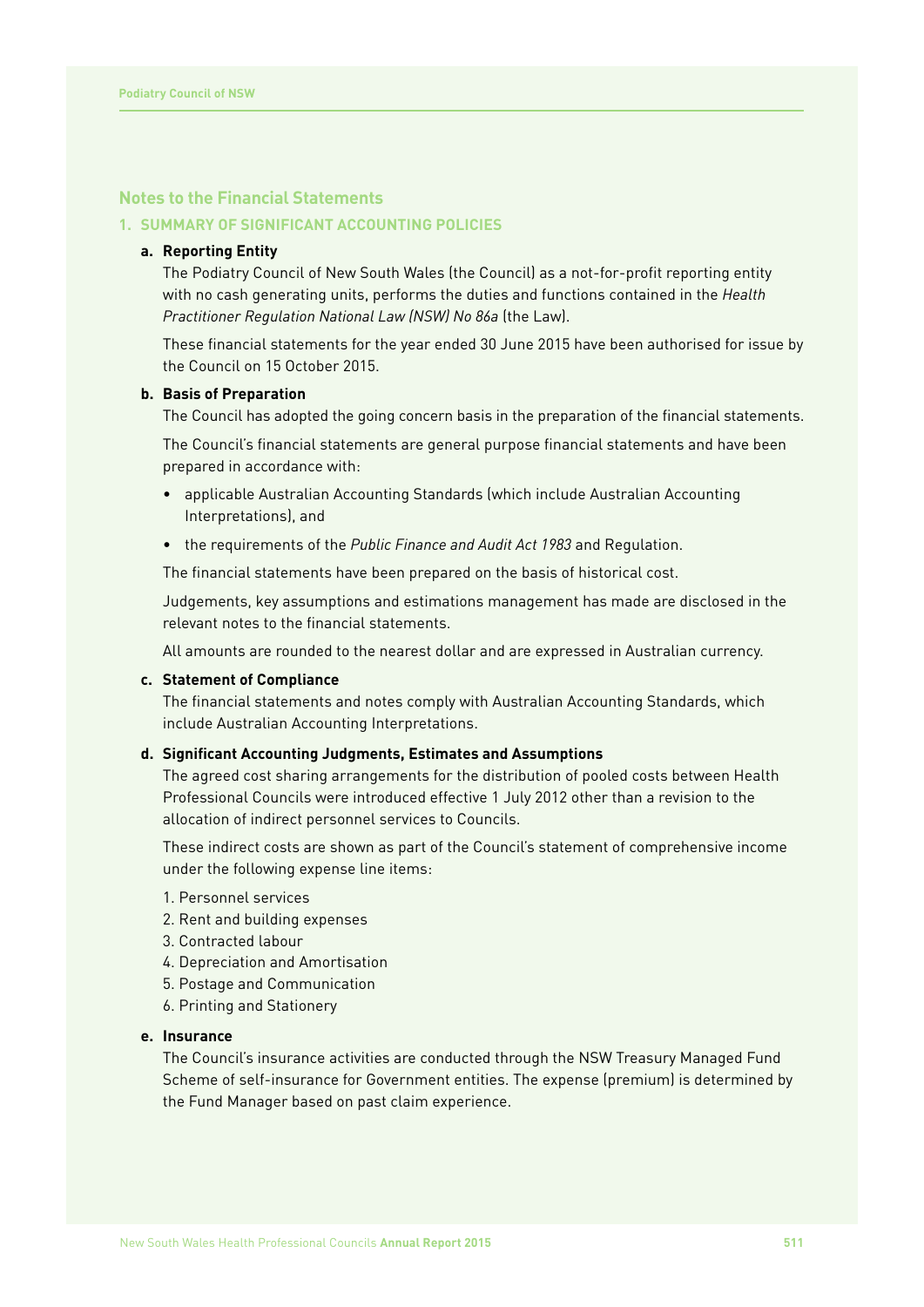## Notes to the Financial Statements

### 1. SUMMARY OF SIGNIFICANT ACCOUNTING POLICIES

**a. Reporting Entity**

The Podiatry Council of New South Wales (the Council) as a not-for-profit reporting entity with no cash generating units, performs the duties and functions contained in the *Health Practitioner Regulation National Law (NSW) No 86a* (the Law).

These financial statements for the year ended 30 June 2015 have been authorised for issue by the Council on 15 October 2015.

**b. Basis of Preparation**

The Council has adopted the going concern basis in the preparation of the financial statements.

The Council's financial statements are general purpose financial statements and have been prepared in accordance with:

- applicable Australian Accounting Standards (which include Australian Accounting Interpretations), and
- the requirements of the *Public Finance and Audit Act 1983* and Regulation.

The financial statements have been prepared on the basis of historical cost.

Judgements, key assumptions and estimations management has made are disclosed in the relevant notes to the financial statements.

All amounts are rounded to the nearest dollar and are expressed in Australian currency.

**c. Statement of Compliance**

The financial statements and notes comply with Australian Accounting Standards, which include Australian Accounting Interpretations.

**d. Significant Accounting Judgments, Estimates and Assumptions**

The agreed cost sharing arrangements for the distribution of pooled costs between Health Professional Councils were introduced effective 1 July 2012 other than a revision to the allocation of indirect personnel services to Councils.

These indirect costs are shown as part of the Council's statement of comprehensive income under the following expense line items:

1. Personnel services
2. Rent and building expenses
3. Contracted labour
4. Depreciation and Amortisation
5. Postage and Communication
6. Printing and Stationery

**e. Insurance**

The Council's insurance activities are conducted through the NSW Treasury Managed Fund Scheme of self-insurance for Government entities. The expense (premium) is determined by the Fund Manager based on past claim experience.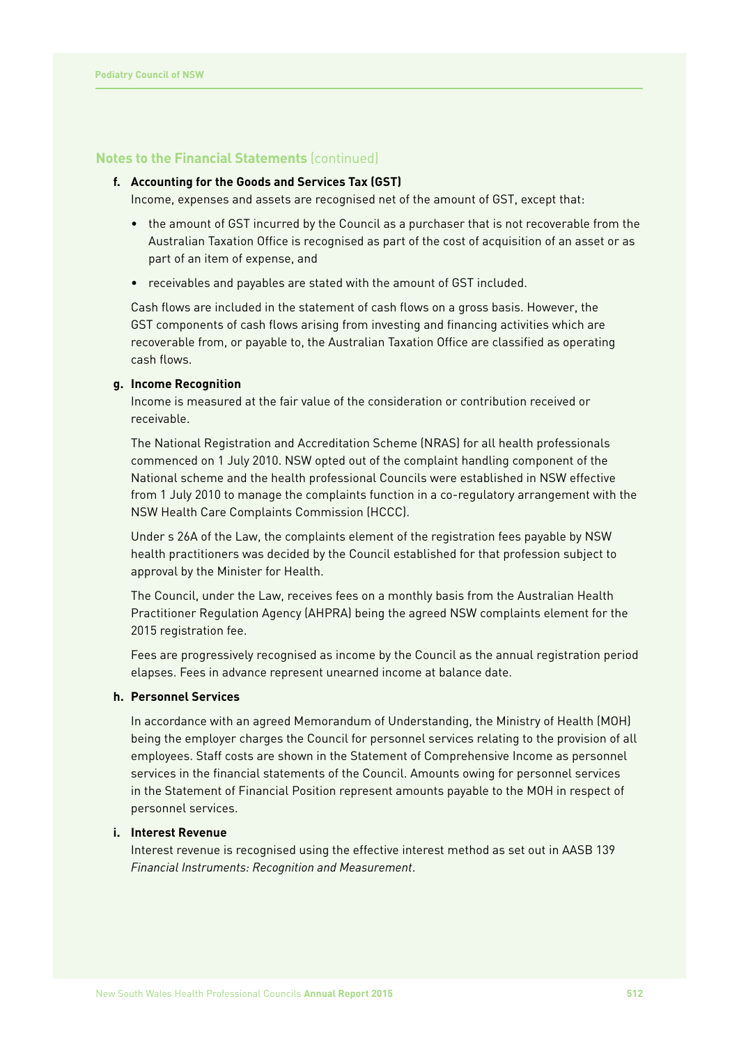## Notes to the Financial Statements (continued)

**f. Accounting for the Goods and Services Tax (GST)**

Income, expenses and assets are recognised net of the amount of GST, except that:

- the amount of GST incurred by the Council as a purchaser that is not recoverable from the Australian Taxation Office is recognised as part of the cost of acquisition of an asset or as part of an item of expense, and
- receivables and payables are stated with the amount of GST included.

Cash flows are included in the statement of cash flows on a gross basis. However, the GST components of cash flows arising from investing and financing activities which are recoverable from, or payable to, the Australian Taxation Office are classified as operating cash flows.

**g. Income Recognition**

Income is measured at the fair value of the consideration or contribution received or receivable.

The National Registration and Accreditation Scheme (NRAS) for all health professionals commenced on 1 July 2010. NSW opted out of the complaint handling component of the National scheme and the health professional Councils were established in NSW effective from 1 July 2010 to manage the complaints function in a co-regulatory arrangement with the NSW Health Care Complaints Commission (HCCC).

Under s 26A of the Law, the complaints element of the registration fees payable by NSW health practitioners was decided by the Council established for that profession subject to approval by the Minister for Health.

The Council, under the Law, receives fees on a monthly basis from the Australian Health Practitioner Regulation Agency (AHPRA) being the agreed NSW complaints element for the 2015 registration fee.

Fees are progressively recognised as income by the Council as the annual registration period elapses. Fees in advance represent unearned income at balance date.

**h. Personnel Services**

In accordance with an agreed Memorandum of Understanding, the Ministry of Health (MOH) being the employer charges the Council for personnel services relating to the provision of all employees. Staff costs are shown in the Statement of Comprehensive Income as personnel services in the financial statements of the Council. Amounts owing for personnel services in the Statement of Financial Position represent amounts payable to the MOH in respect of personnel services.

**i. Interest Revenue**

Interest revenue is recognised using the effective interest method as set out in AASB 139 *Financial Instruments: Recognition and Measurement*.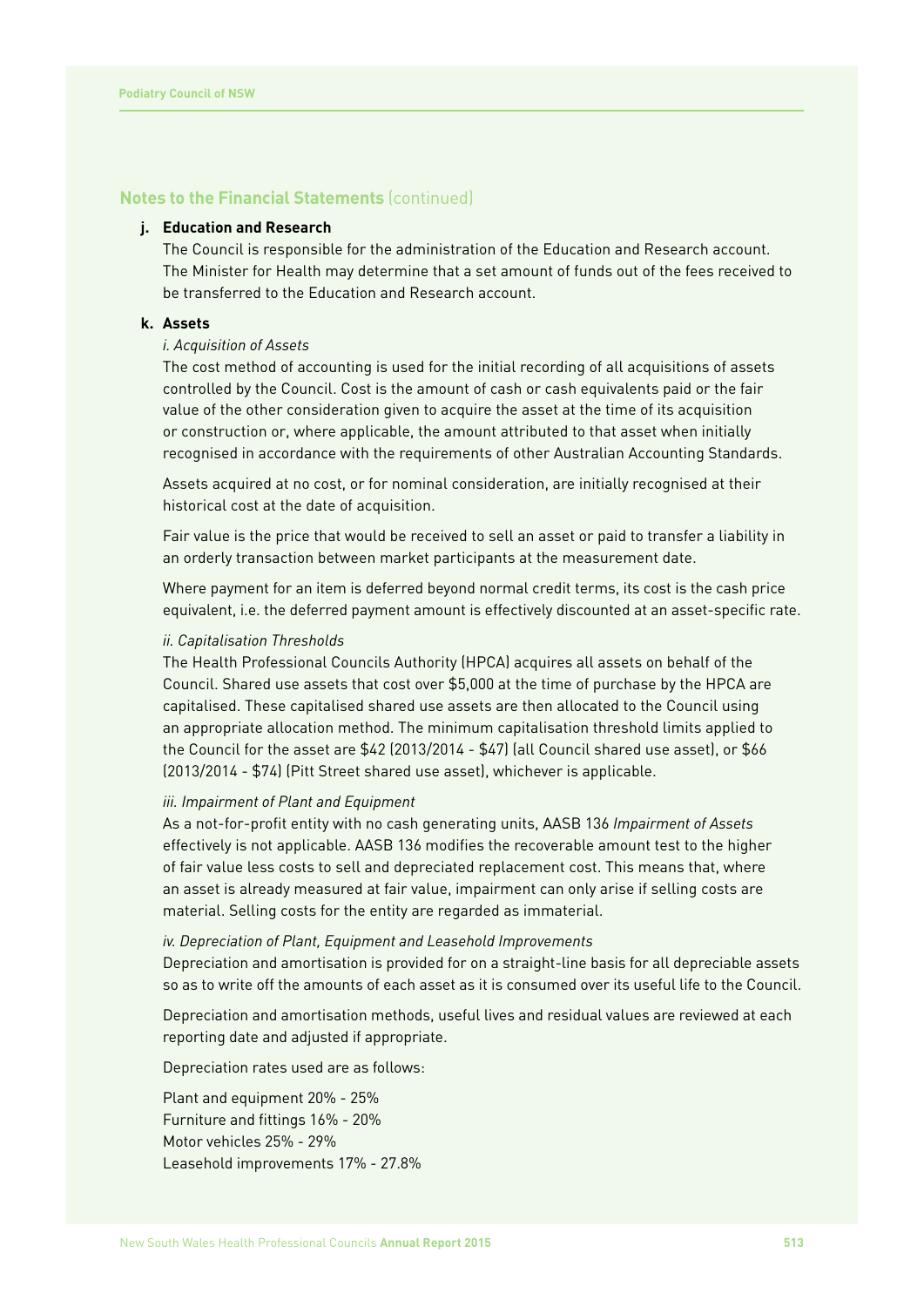## Notes to the Financial Statements (continued)

**j. Education and Research**

The Council is responsible for the administration of the Education and Research account. The Minister for Health may determine that a set amount of funds out of the fees received to be transferred to the Education and Research account.

**k. Assets**

*i. Acquisition of Assets*

The cost method of accounting is used for the initial recording of all acquisitions of assets controlled by the Council. Cost is the amount of cash or cash equivalents paid or the fair value of the other consideration given to acquire the asset at the time of its acquisition or construction or, where applicable, the amount attributed to that asset when initially recognised in accordance with the requirements of other Australian Accounting Standards.

Assets acquired at no cost, or for nominal consideration, are initially recognised at their historical cost at the date of acquisition.

Fair value is the price that would be received to sell an asset or paid to transfer a liability in an orderly transaction between market participants at the measurement date.

Where payment for an item is deferred beyond normal credit terms, its cost is the cash price equivalent, i.e. the deferred payment amount is effectively discounted at an asset-specific rate.

*ii. Capitalisation Thresholds*

The Health Professional Councils Authority (HPCA) acquires all assets on behalf of the Council. Shared use assets that cost over $5,000 at the time of purchase by the HPCA are capitalised. These capitalised shared use assets are then allocated to the Council using an appropriate allocation method. The minimum capitalisation threshold limits applied to the Council for the asset are $42 (2013/2014 - $47) (all Council shared use asset), or $66 (2013/2014 - $74) (Pitt Street shared use asset), whichever is applicable.

*iii. Impairment of Plant and Equipment*

As a not-for-profit entity with no cash generating units, AASB 136 *Impairment of Assets* effectively is not applicable. AASB 136 modifies the recoverable amount test to the higher of fair value less costs to sell and depreciated replacement cost. This means that, where an asset is already measured at fair value, impairment can only arise if selling costs are material. Selling costs for the entity are regarded as immaterial.

*iv. Depreciation of Plant, Equipment and Leasehold Improvements*

Depreciation and amortisation is provided for on a straight-line basis for all depreciable assets so as to write off the amounts of each asset as it is consumed over its useful life to the Council.

Depreciation and amortisation methods, useful lives and residual values are reviewed at each reporting date and adjusted if appropriate.

Depreciation rates used are as follows:

Plant and equipment 20% - 25%
Furniture and fittings 16% - 20%
Motor vehicles 25% - 29%
Leasehold improvements 17% - 27.8%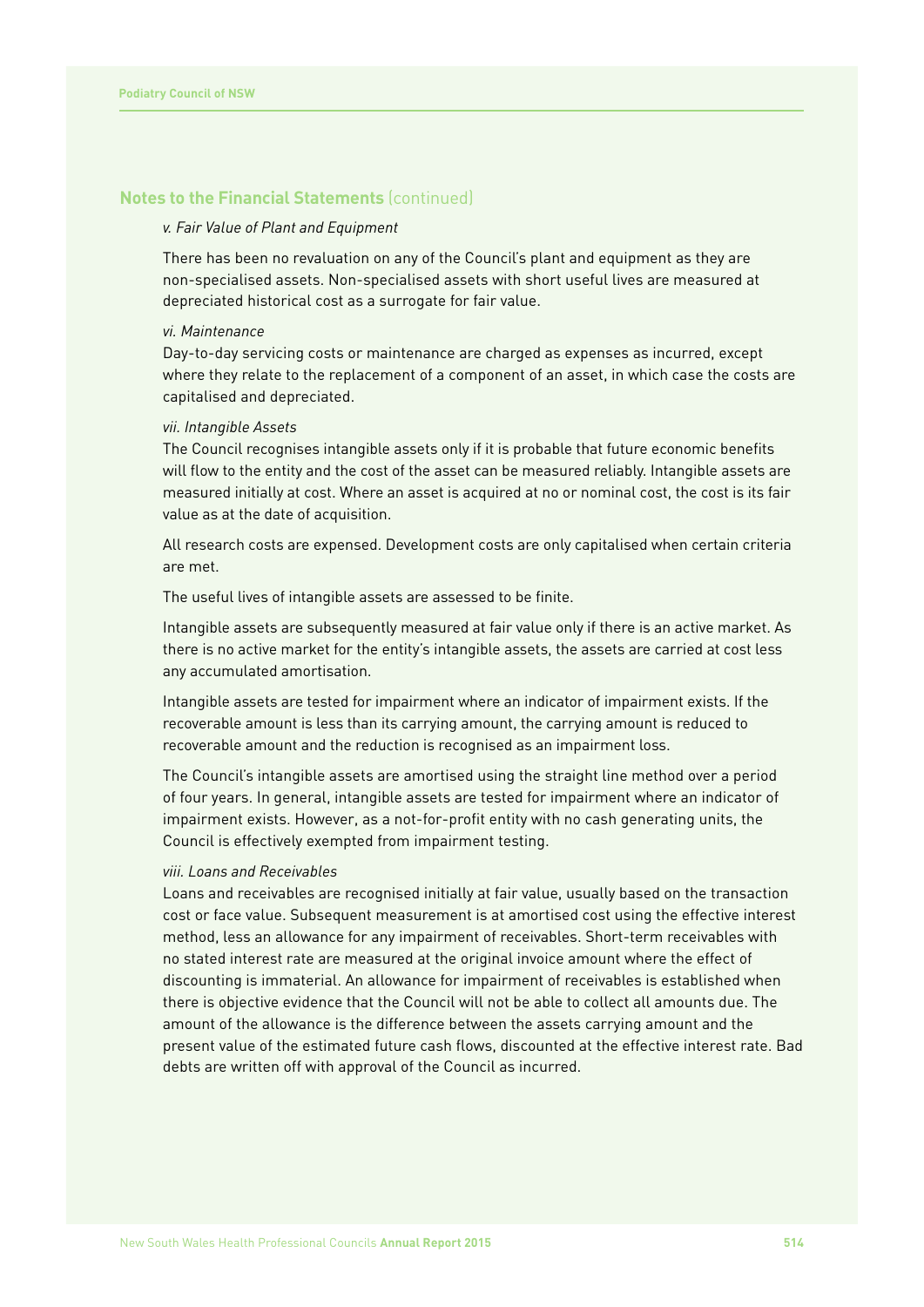## Notes to the Financial Statements (continued)

*v. Fair Value of Plant and Equipment*

There has been no revaluation on any of the Council's plant and equipment as they are non-specialised assets. Non-specialised assets with short useful lives are measured at depreciated historical cost as a surrogate for fair value.

*vi. Maintenance*

Day-to-day servicing costs or maintenance are charged as expenses as incurred, except where they relate to the replacement of a component of an asset, in which case the costs are capitalised and depreciated.

*vii. Intangible Assets*

The Council recognises intangible assets only if it is probable that future economic benefits will flow to the entity and the cost of the asset can be measured reliably. Intangible assets are measured initially at cost. Where an asset is acquired at no or nominal cost, the cost is its fair value as at the date of acquisition.

All research costs are expensed. Development costs are only capitalised when certain criteria are met.

The useful lives of intangible assets are assessed to be finite.

Intangible assets are subsequently measured at fair value only if there is an active market. As there is no active market for the entity's intangible assets, the assets are carried at cost less any accumulated amortisation.

Intangible assets are tested for impairment where an indicator of impairment exists. If the recoverable amount is less than its carrying amount, the carrying amount is reduced to recoverable amount and the reduction is recognised as an impairment loss.

The Council's intangible assets are amortised using the straight line method over a period of four years. In general, intangible assets are tested for impairment where an indicator of impairment exists. However, as a not-for-profit entity with no cash generating units, the Council is effectively exempted from impairment testing.

*viii. Loans and Receivables*

Loans and receivables are recognised initially at fair value, usually based on the transaction cost or face value. Subsequent measurement is at amortised cost using the effective interest method, less an allowance for any impairment of receivables. Short-term receivables with no stated interest rate are measured at the original invoice amount where the effect of discounting is immaterial. An allowance for impairment of receivables is established when there is objective evidence that the Council will not be able to collect all amounts due. The amount of the allowance is the difference between the assets carrying amount and the present value of the estimated future cash flows, discounted at the effective interest rate. Bad debts are written off with approval of the Council as incurred.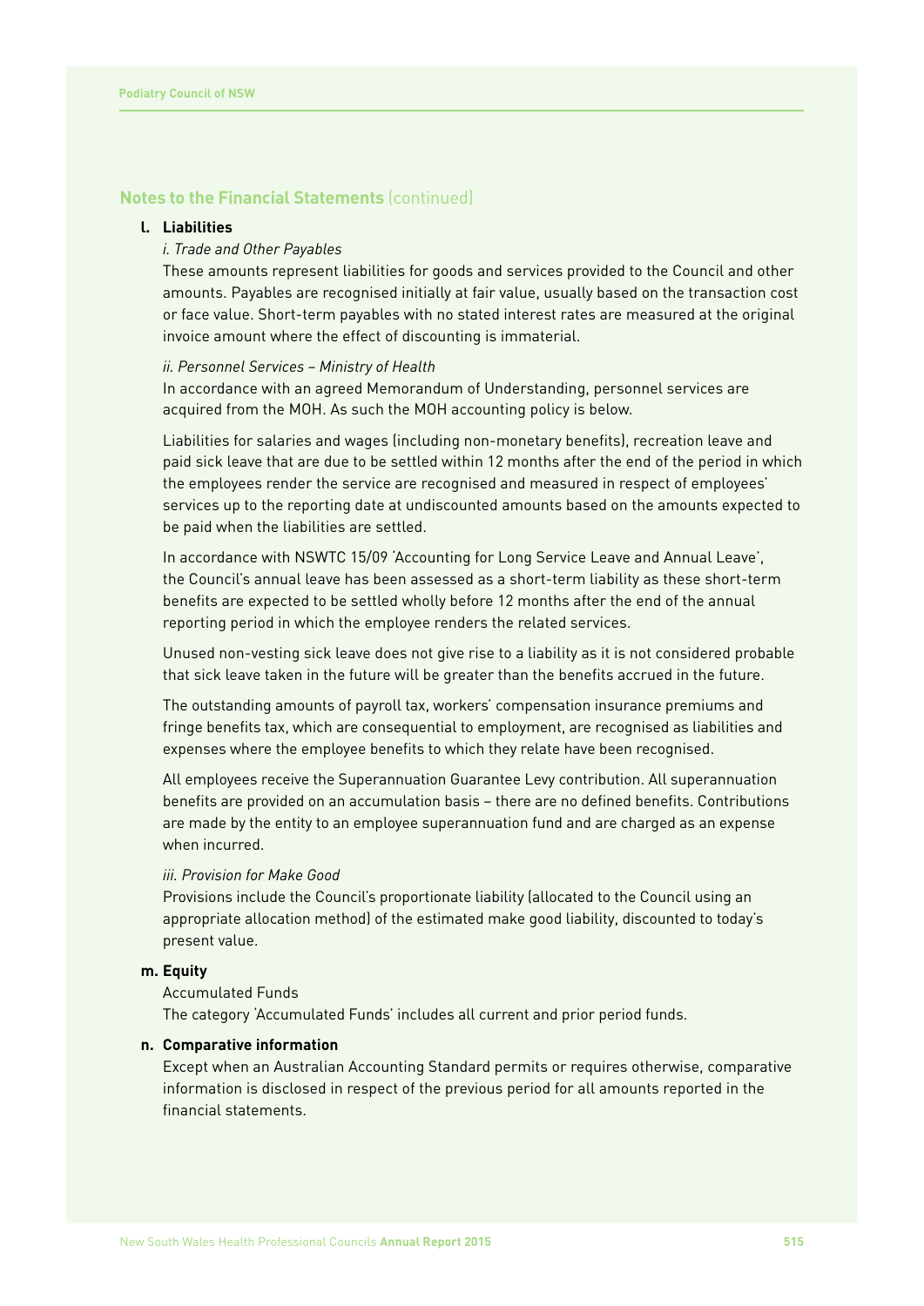## Notes to the Financial Statements (continued)

**l. Liabilities**

*i. Trade and Other Payables*

These amounts represent liabilities for goods and services provided to the Council and other amounts. Payables are recognised initially at fair value, usually based on the transaction cost or face value. Short-term payables with no stated interest rates are measured at the original invoice amount where the effect of discounting is immaterial.

*ii. Personnel Services – Ministry of Health*

In accordance with an agreed Memorandum of Understanding, personnel services are acquired from the MOH. As such the MOH accounting policy is below.

Liabilities for salaries and wages (including non-monetary benefits), recreation leave and paid sick leave that are due to be settled within 12 months after the end of the period in which the employees render the service are recognised and measured in respect of employees' services up to the reporting date at undiscounted amounts based on the amounts expected to be paid when the liabilities are settled.

In accordance with NSWTC 15/09 'Accounting for Long Service Leave and Annual Leave', the Council's annual leave has been assessed as a short-term liability as these short-term benefits are expected to be settled wholly before 12 months after the end of the annual reporting period in which the employee renders the related services.

Unused non-vesting sick leave does not give rise to a liability as it is not considered probable that sick leave taken in the future will be greater than the benefits accrued in the future.

The outstanding amounts of payroll tax, workers' compensation insurance premiums and fringe benefits tax, which are consequential to employment, are recognised as liabilities and expenses where the employee benefits to which they relate have been recognised.

All employees receive the Superannuation Guarantee Levy contribution. All superannuation benefits are provided on an accumulation basis – there are no defined benefits. Contributions are made by the entity to an employee superannuation fund and are charged as an expense when incurred.

*iii. Provision for Make Good*

Provisions include the Council's proportionate liability (allocated to the Council using an appropriate allocation method) of the estimated make good liability, discounted to today's present value.

**m. Equity**

Accumulated Funds

The category 'Accumulated Funds' includes all current and prior period funds.

**n. Comparative information**

Except when an Australian Accounting Standard permits or requires otherwise, comparative information is disclosed in respect of the previous period for all amounts reported in the financial statements.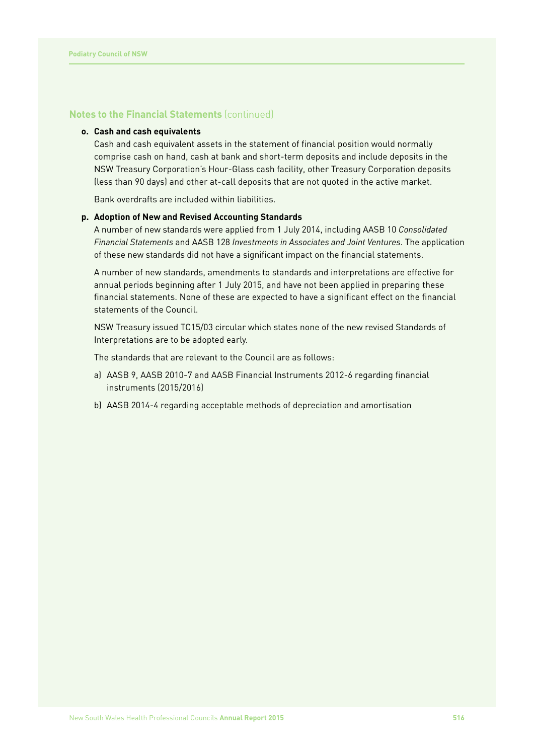## Notes to the Financial Statements (continued)

**o. Cash and cash equivalents**

Cash and cash equivalent assets in the statement of financial position would normally comprise cash on hand, cash at bank and short-term deposits and include deposits in the NSW Treasury Corporation's Hour-Glass cash facility, other Treasury Corporation deposits (less than 90 days) and other at-call deposits that are not quoted in the active market.

Bank overdrafts are included within liabilities.

**p. Adoption of New and Revised Accounting Standards**

A number of new standards were applied from 1 July 2014, including AASB 10 *Consolidated Financial Statements* and AASB 128 *Investments in Associates and Joint Ventures*. The application of these new standards did not have a significant impact on the financial statements.

A number of new standards, amendments to standards and interpretations are effective for annual periods beginning after 1 July 2015, and have not been applied in preparing these financial statements. None of these are expected to have a significant effect on the financial statements of the Council.

NSW Treasury issued TC15/03 circular which states none of the new revised Standards of Interpretations are to be adopted early.

The standards that are relevant to the Council are as follows:

a) AASB 9, AASB 2010-7 and AASB Financial Instruments 2012-6 regarding financial instruments (2015/2016)

b) AASB 2014-4 regarding acceptable methods of depreciation and amortisation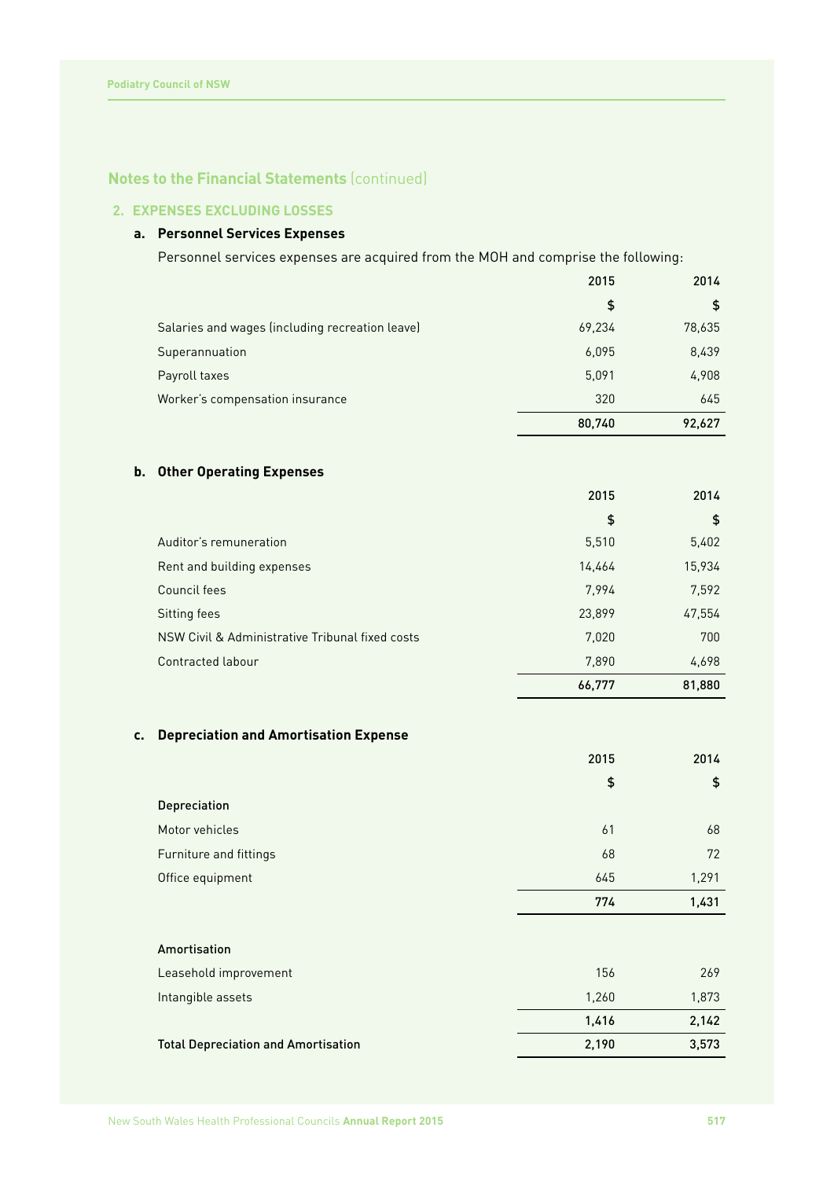## Notes to the Financial Statements (continued)

### 2. EXPENSES EXCLUDING LOSSES

#### a. Personnel Services Expenses

Personnel services expenses are acquired from the MOH and comprise the following:

| | 2015 | 2014 |
|---|---|---|
| | $ | $ |
| Salaries and wages (including recreation leave) | 69,234 | 78,635 |
| Superannuation | 6,095 | 8,439 |
| Payroll taxes | 5,091 | 4,908 |
| Worker's compensation insurance | 320 | 645 |
| | **80,740** | **92,627** |

#### b. Other Operating Expenses

| | 2015 | 2014 |
|---|---|---|
| | $ | $ |
| Auditor's remuneration | 5,510 | 5,402 |
| Rent and building expenses | 14,464 | 15,934 |
| Council fees | 7,994 | 7,592 |
| Sitting fees | 23,899 | 47,554 |
| NSW Civil & Administrative Tribunal fixed costs | 7,020 | 700 |
| Contracted labour | 7,890 | 4,698 |
| | **66,777** | **81,880** |

#### c. Depreciation and Amortisation Expense

| | 2015 | 2014 |
|---|---|---|
| | $ | $ |
| **Depreciation** | | |
| Motor vehicles | 61 | 68 |
| Furniture and fittings | 68 | 72 |
| Office equipment | 645 | 1,291 |
| | **774** | **1,431** |
| **Amortisation** | | |
| Leasehold improvement | 156 | 269 |
| Intangible assets | 1,260 | 1,873 |
| | **1,416** | **2,142** |
| **Total Depreciation and Amortisation** | **2,190** | **3,573** |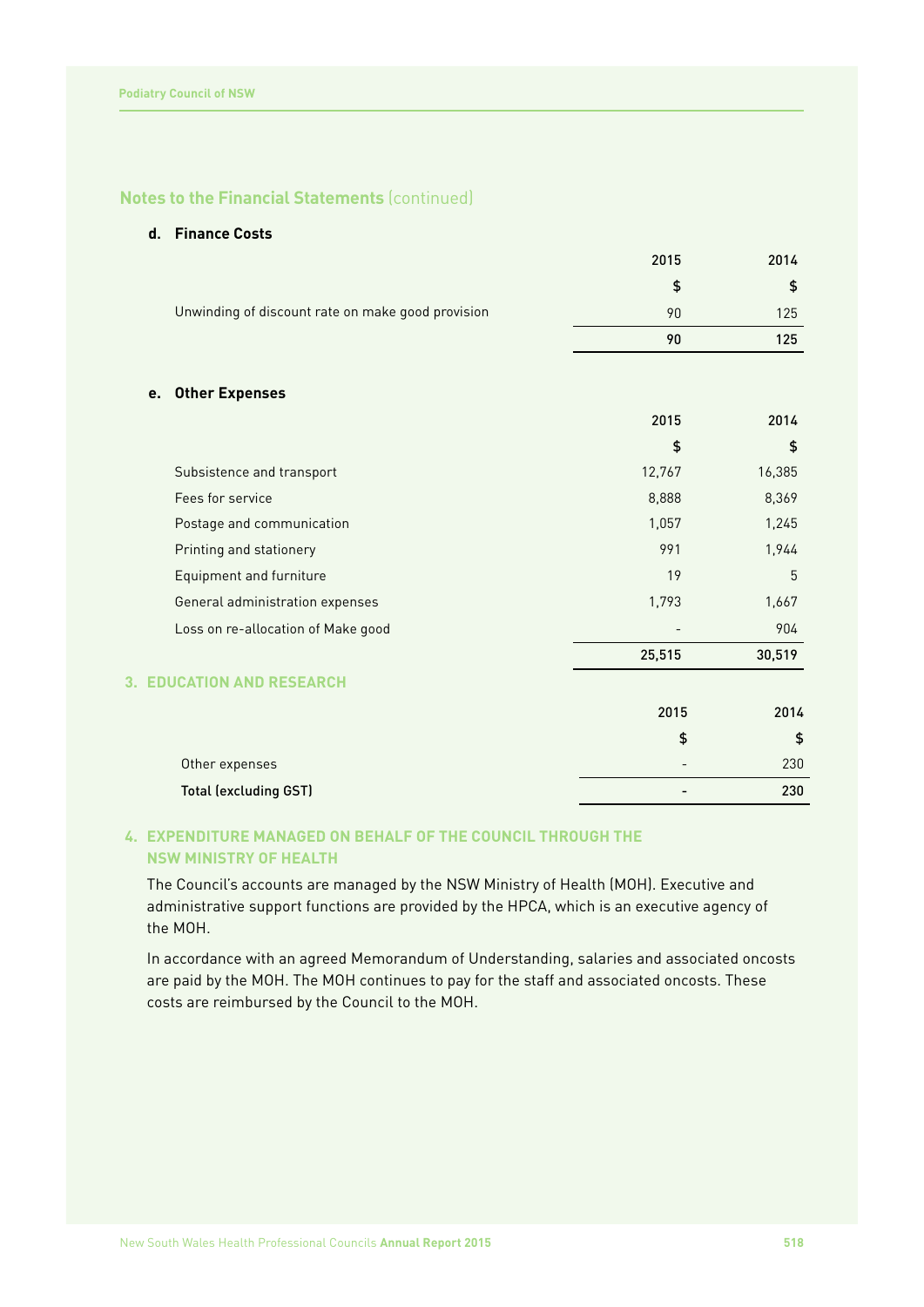## Notes to the Financial Statements (continued)

### d. Finance Costs

| | 2015 | 2014 |
|---|---|---|
| | $ | $ |
| Unwinding of discount rate on make good provision | 90 | 125 |
| | **90** | **125** |

### e. Other Expenses

| | 2015 | 2014 |
|---|---|---|
| | $ | $ |
| Subsistence and transport | 12,767 | 16,385 |
| Fees for service | 8,888 | 8,369 |
| Postage and communication | 1,057 | 1,245 |
| Printing and stationery | 991 | 1,944 |
| Equipment and furniture | 19 | 5 |
| General administration expenses | 1,793 | 1,667 |
| Loss on re-allocation of Make good | - | 904 |
| | **25,515** | **30,519** |

## 3. EDUCATION AND RESEARCH

| | 2015 | 2014 |
|---|---|---|
| | $ | $ |
| Other expenses | - | 230 |
| **Total (excluding GST)** | **-** | **230** |

## 4. EXPENDITURE MANAGED ON BEHALF OF THE COUNCIL THROUGH THE NSW MINISTRY OF HEALTH

The Council's accounts are managed by the NSW Ministry of Health (MOH). Executive and administrative support functions are provided by the HPCA, which is an executive agency of the MOH.

In accordance with an agreed Memorandum of Understanding, salaries and associated oncosts are paid by the MOH. The MOH continues to pay for the staff and associated oncosts. These costs are reimbursed by the Council to the MOH.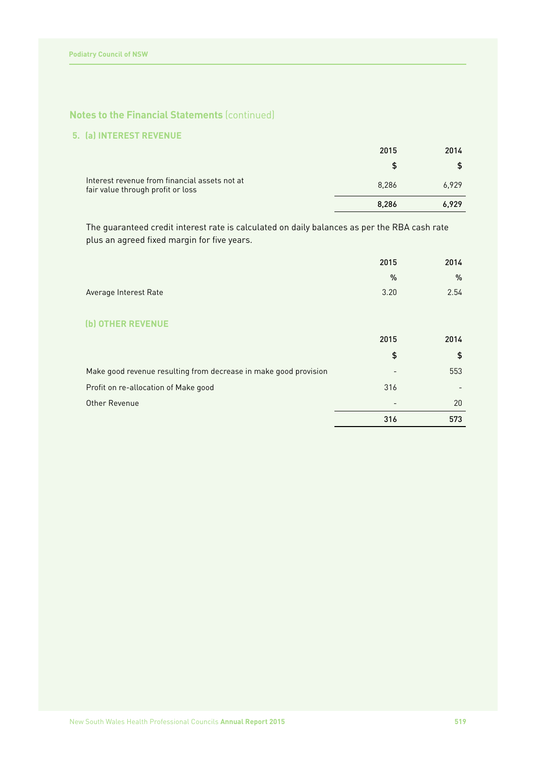## Notes to the Financial Statements (continued)

### 5. (a) INTEREST REVENUE

| | 2015 | 2014 |
|---|---|---|
| | $ | $ |
| Interest revenue from financial assets not at fair value through profit or loss | 8,286 | 6,929 |
| | **8,286** | **6,929** |

The guaranteed credit interest rate is calculated on daily balances as per the RBA cash rate plus an agreed fixed margin for five years.

| | 2015 | 2014 |
|---|---|---|
| | % | % |
| Average Interest Rate | 3.20 | 2.54 |

### (b) OTHER REVENUE

| | 2015 | 2014 |
|---|---|---|
| | $ | $ |
| Make good revenue resulting from decrease in make good provision | - | 553 |
| Profit on re-allocation of Make good | 316 | - |
| Other Revenue | - | 20 |
| | **316** | **573** |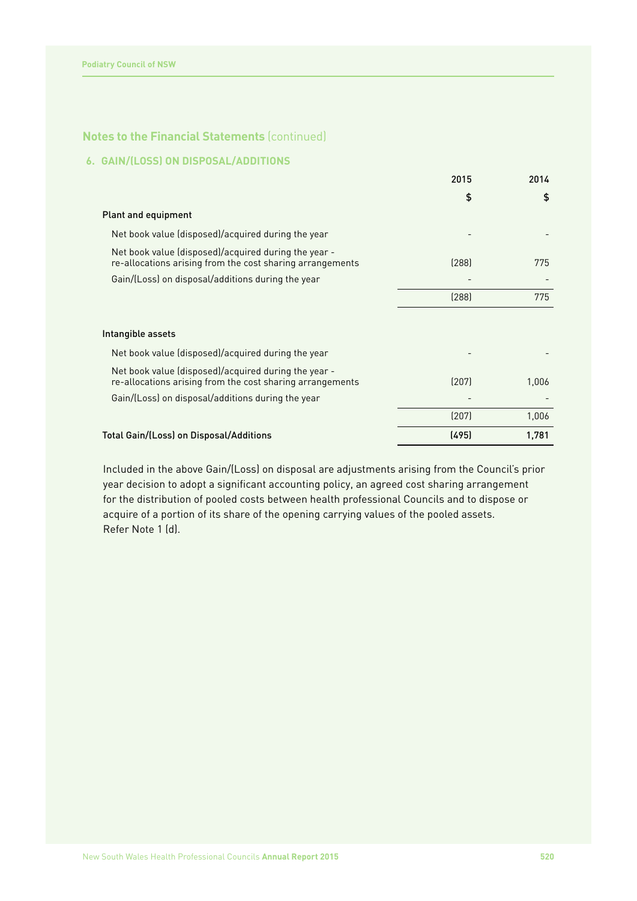## Notes to the Financial Statements (continued)

### 6. GAIN/(LOSS) ON DISPOSAL/ADDITIONS

| | 2015 | 2014 |
|---|---|---|
| | $ | $ |
| **Plant and equipment** | | |
| Net book value (disposed)/acquired during the year | - | - |
| Net book value (disposed)/acquired during the year - re-allocations arising from the cost sharing arrangements | (288) | 775 |
| Gain/(Loss) on disposal/additions during the year | - | - |
| | (288) | 775 |
| **Intangible assets** | | |
| Net book value (disposed)/acquired during the year | - | - |
| Net book value (disposed)/acquired during the year - re-allocations arising from the cost sharing arrangements | (207) | 1,006 |
| Gain/(Loss) on disposal/additions during the year | - | - |
| | (207) | 1,006 |
| **Total Gain/(Loss) on Disposal/Additions** | **(495)** | **1,781** |

Included in the above Gain/(Loss) on disposal are adjustments arising from the Council's prior year decision to adopt a significant accounting policy, an agreed cost sharing arrangement for the distribution of pooled costs between health professional Councils and to dispose or acquire of a portion of its share of the opening carrying values of the pooled assets. Refer Note 1 (d).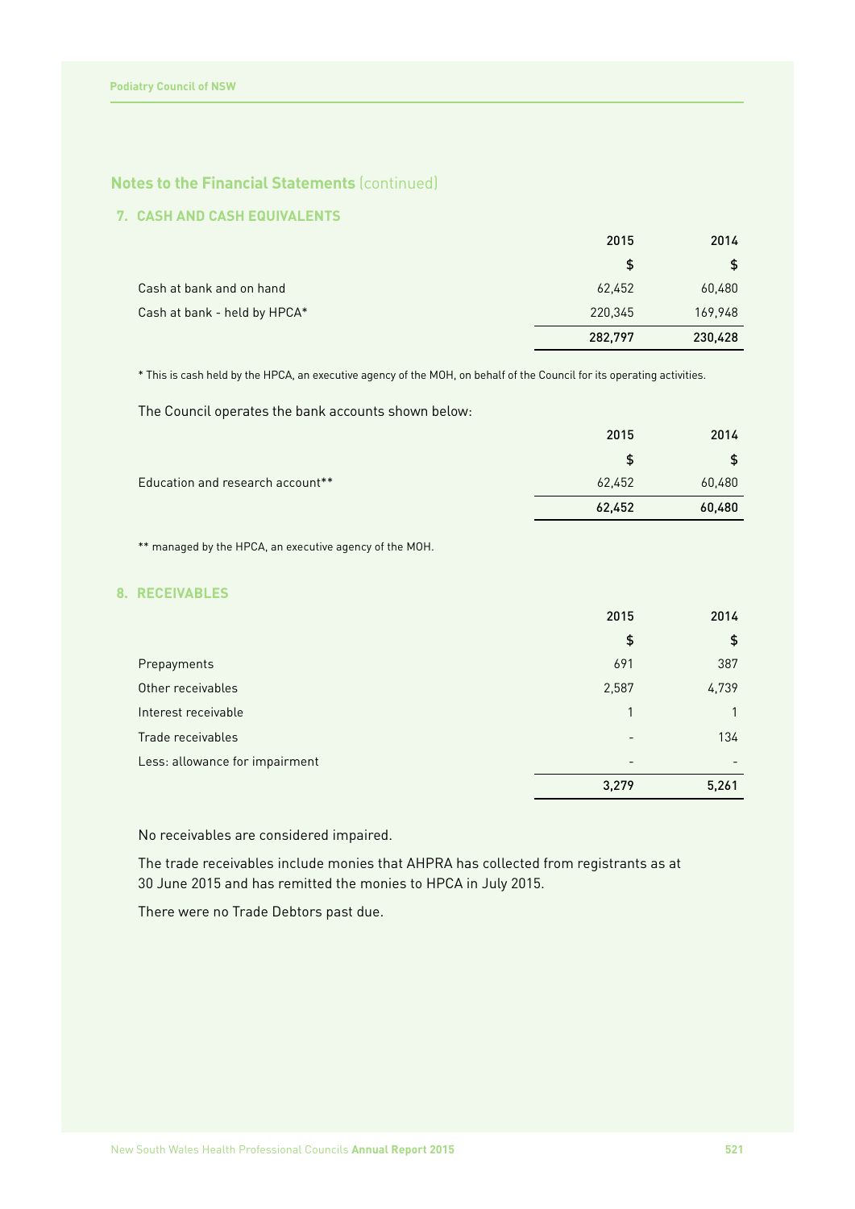## Notes to the Financial Statements (continued)

### 7. CASH AND CASH EQUIVALENTS

| | 2015 | 2014 |
|---|---|---|
| | $ | $ |
| Cash at bank and on hand | 62,452 | 60,480 |
| Cash at bank - held by HPCA* | 220,345 | 169,948 |
| | **282,797** | **230,428** |

\* This is cash held by the HPCA, an executive agency of the MOH, on behalf of the Council for its operating activities.

The Council operates the bank accounts shown below:

| | 2015 | 2014 |
|---|---|---|
| | $ | $ |
| Education and research account** | 62,452 | 60,480 |
| | **62,452** | **60,480** |

\** managed by the HPCA, an executive agency of the MOH.

### 8. RECEIVABLES

| | 2015 | 2014 |
|---|---|---|
| | $ | $ |
| Prepayments | 691 | 387 |
| Other receivables | 2,587 | 4,739 |
| Interest receivable | 1 | 1 |
| Trade receivables | - | 134 |
| Less: allowance for impairment | - | - |
| | **3,279** | **5,261** |

No receivables are considered impaired.

The trade receivables include monies that AHPRA has collected from registrants as at 30 June 2015 and has remitted the monies to HPCA in July 2015.

There were no Trade Debtors past due.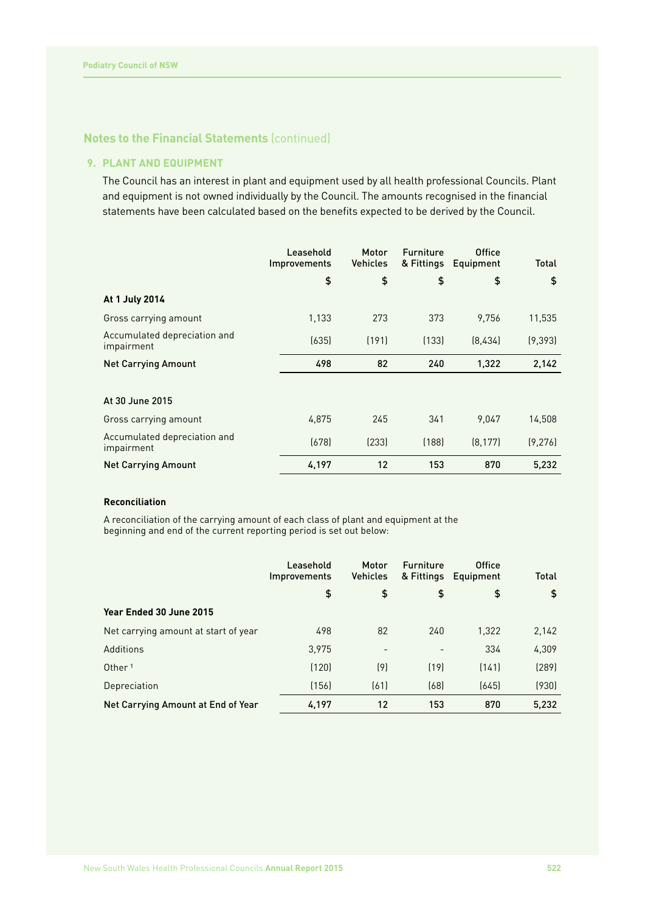## Notes to the Financial Statements (continued)

### 9. PLANT AND EQUIPMENT

The Council has an interest in plant and equipment used by all health professional Councils. Plant and equipment is not owned individually by the Council. The amounts recognised in the financial statements have been calculated based on the benefits expected to be derived by the Council.

| | Leasehold Improvements | Motor Vehicles | Furniture & Fittings | Office Equipment | Total |
|---|---|---|---|---|---|
| | $ | $ | $ | $ | $ |
| **At 1 July 2014** | | | | | |
| Gross carrying amount | 1,133 | 273 | 373 | 9,756 | 11,535 |
| Accumulated depreciation and impairment | (635) | (191) | (133) | (8,434) | (9,393) |
| **Net Carrying Amount** | **498** | **82** | **240** | **1,322** | **2,142** |
| **At 30 June 2015** | | | | | |
| Gross carrying amount | 4,875 | 245 | 341 | 9,047 | 14,508 |
| Accumulated depreciation and impairment | (678) | (233) | (188) | (8,177) | (9,276) |
| **Net Carrying Amount** | **4,197** | **12** | **153** | **870** | **5,232** |

**Reconciliation**

A reconciliation of the carrying amount of each class of plant and equipment at the beginning and end of the current reporting period is set out below:

| | Leasehold Improvements | Motor Vehicles | Furniture & Fittings | Office Equipment | Total |
|---|---|---|---|---|---|
| | $ | $ | $ | $ | $ |
| **Year Ended 30 June 2015** | | | | | |
| Net carrying amount at start of year | 498 | 82 | 240 | 1,322 | 2,142 |
| Additions | 3,975 | - | - | 334 | 4,309 |
| Other [1] | (120) | (9) | (19) | (141) | (289) |
| Depreciation | (156) | (61) | (68) | (645) | (930) |
| **Net Carrying Amount at End of Year** | **4,197** | **12** | **153** | **870** | **5,232** |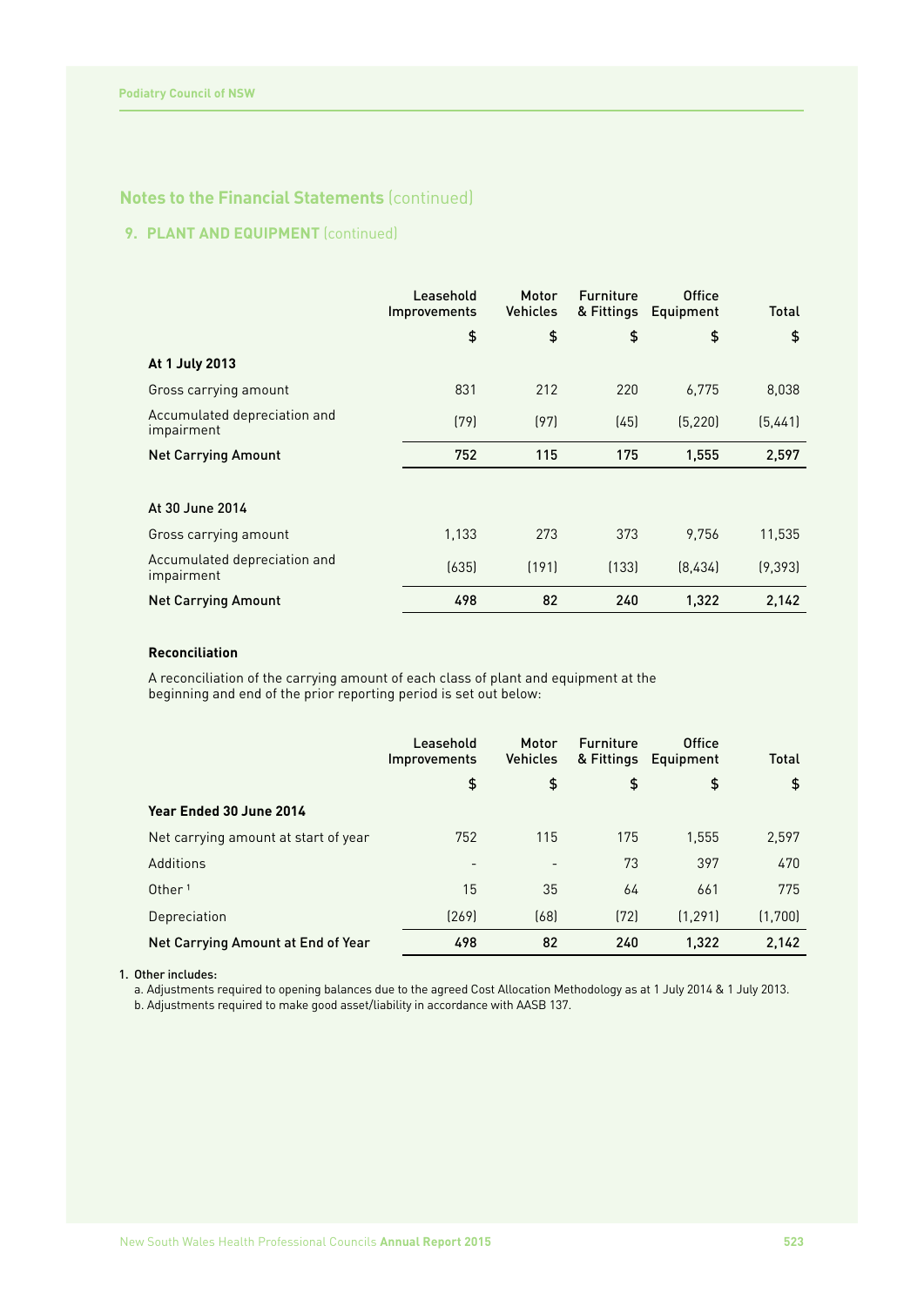## Notes to the Financial Statements (continued)

### 9. PLANT AND EQUIPMENT (continued)

| | Leasehold Improvements | Motor Vehicles | Furniture & Fittings | Office Equipment | Total |
|---|---|---|---|---|---|
| | $ | $ | $ | $ | $ |
| **At 1 July 2013** | | | | | |
| Gross carrying amount | 831 | 212 | 220 | 6,775 | 8,038 |
| Accumulated depreciation and impairment | (79) | (97) | (45) | (5,220) | (5,441) |
| **Net Carrying Amount** | **752** | **115** | **175** | **1,555** | **2,597** |
| | | | | | |
| **At 30 June 2014** | | | | | |
| Gross carrying amount | 1,133 | 273 | 373 | 9,756 | 11,535 |
| Accumulated depreciation and impairment | (635) | (191) | (133) | (8,434) | (9,393) |
| **Net Carrying Amount** | **498** | **82** | **240** | **1,322** | **2,142** |

**Reconciliation**

A reconciliation of the carrying amount of each class of plant and equipment at the beginning and end of the prior reporting period is set out below:

| | Leasehold Improvements | Motor Vehicles | Furniture & Fittings | Office Equipment | Total |
|---|---|---|---|---|---|
| | $ | $ | $ | $ | $ |
| **Year Ended 30 June 2014** | | | | | |
| Net carrying amount at start of year | 752 | 115 | 175 | 1,555 | 2,597 |
| Additions | - | - | 73 | 397 | 470 |
| Other [1] | 15 | 35 | 64 | 661 | 775 |
| Depreciation | (269) | (68) | (72) | (1,291) | (1,700) |
| **Net Carrying Amount at End of Year** | **498** | **82** | **240** | **1,322** | **2,142** |

1. Other includes:
   a. Adjustments required to opening balances due to the agreed Cost Allocation Methodology as at 1 July 2014 & 1 July 2013.
   b. Adjustments required to make good asset/liability in accordance with AASB 137.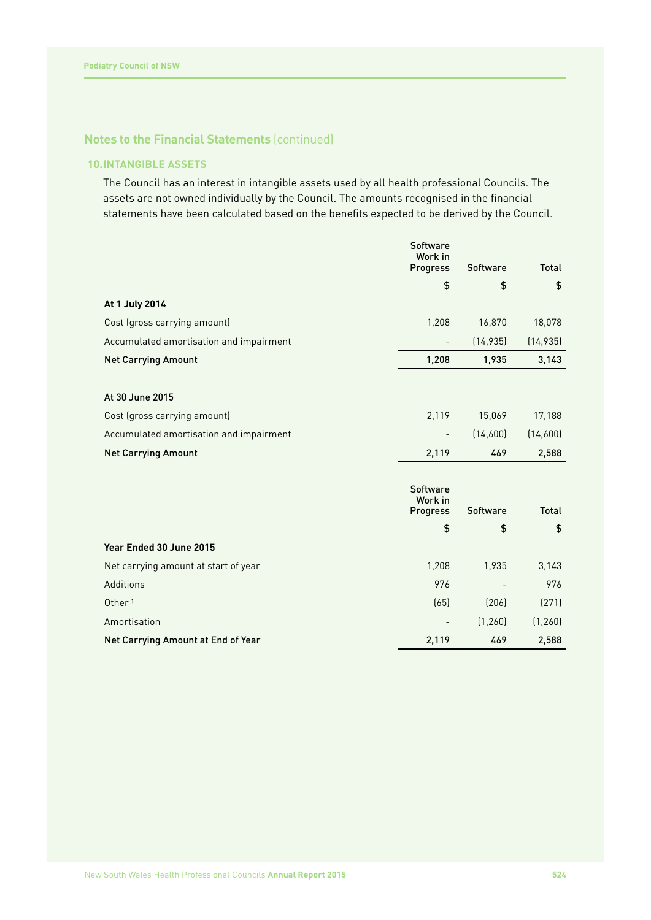## Notes to the Financial Statements (continued)

### 10. INTANGIBLE ASSETS

The Council has an interest in intangible assets used by all health professional Councils. The assets are not owned individually by the Council. The amounts recognised in the financial statements have been calculated based on the benefits expected to be derived by the Council.

| | Software Work in Progress | Software | Total |
|---|---|---|---|
| | $ | $ | $ |
| **At 1 July 2014** | | | |
| Cost (gross carrying amount) | 1,208 | 16,870 | 18,078 |
| Accumulated amortisation and impairment | - | (14,935) | (14,935) |
| **Net Carrying Amount** | **1,208** | **1,935** | **3,143** |
| | | | |
| **At 30 June 2015** | | | |
| Cost (gross carrying amount) | 2,119 | 15,069 | 17,188 |
| Accumulated amortisation and impairment | - | (14,600) | (14,600) |
| **Net Carrying Amount** | **2,119** | **469** | **2,588** |

| | Software Work in Progress | Software | Total |
|---|---|---|---|
| | $ | $ | $ |
| **Year Ended 30 June 2015** | | | |
| Net carrying amount at start of year | 1,208 | 1,935 | 3,143 |
| Additions | 976 | - | 976 |
| Other [1] | (65) | (206) | (271) |
| Amortisation | - | (1,260) | (1,260) |
| **Net Carrying Amount at End of Year** | **2,119** | **469** | **2,588** |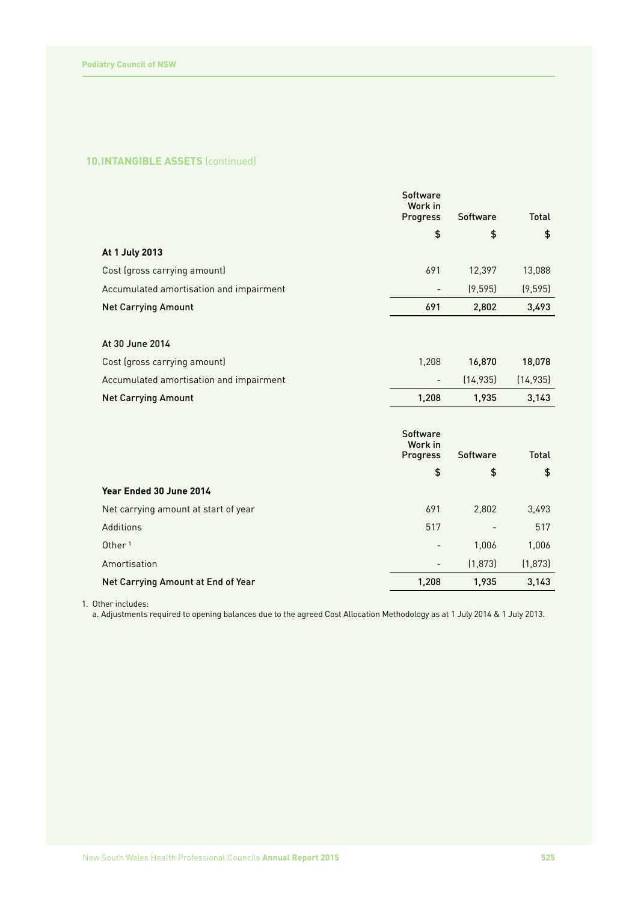## 10. INTANGIBLE ASSETS (continued)

| | Software Work in Progress | Software | Total |
|---|---|---|---|
| | $ | $ | $ |
| **At 1 July 2013** | | | |
| Cost (gross carrying amount) | 691 | 12,397 | 13,088 |
| Accumulated amortisation and impairment | - | (9,595) | (9,595) |
| **Net Carrying Amount** | **691** | **2,802** | **3,493** |
| | | | |
| **At 30 June 2014** | | | |
| Cost (gross carrying amount) | 1,208 | **16,870** | **18,078** |
| Accumulated amortisation and impairment | - | (14,935) | (14,935) |
| **Net Carrying Amount** | **1,208** | **1,935** | **3,143** |

| | Software Work in Progress | Software | Total |
|---|---|---|---|
| | $ | $ | $ |
| **Year Ended 30 June 2014** | | | |
| Net carrying amount at start of year | 691 | 2,802 | 3,493 |
| Additions | 517 | - | 517 |
| Other [1] | - | 1,006 | 1,006 |
| Amortisation | - | (1,873) | (1,873) |
| **Net Carrying Amount at End of Year** | **1,208** | **1,935** | **3,143** |

1. Other includes:
   a. Adjustments required to opening balances due to the agreed Cost Allocation Methodology as at 1 July 2014 & 1 July 2013.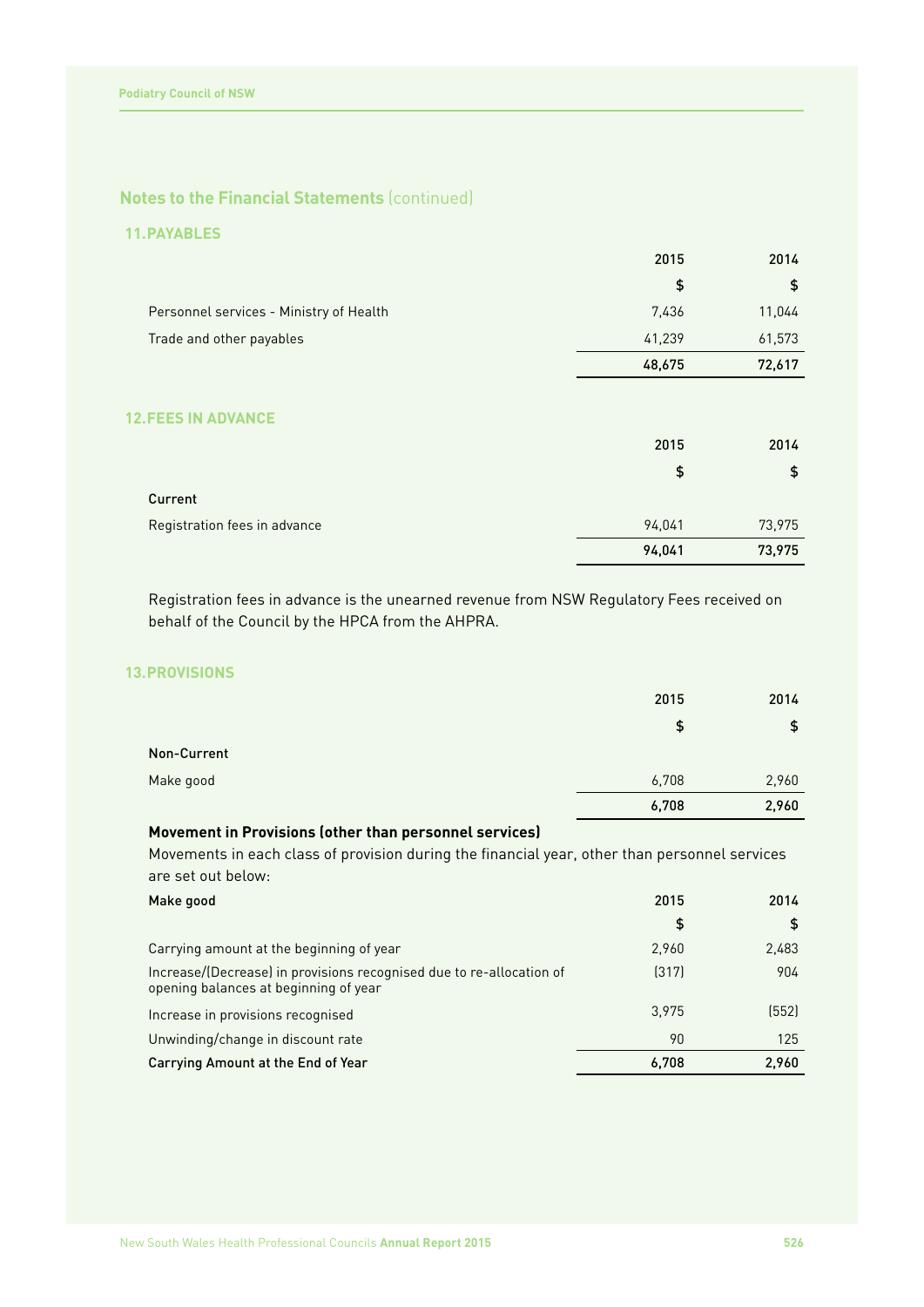## Notes to the Financial Statements (continued)

### 11. PAYABLES

| | 2015 | 2014 |
|---|---|---|
| | $ | $ |
| Personnel services - Ministry of Health | 7,436 | 11,044 |
| Trade and other payables | 41,239 | 61,573 |
| | **48,675** | **72,617** |

### 12. FEES IN ADVANCE

| | 2015 | 2014 |
|---|---|---|
| | $ | $ |
| **Current** | | |
| Registration fees in advance | 94,041 | 73,975 |
| | **94,041** | **73,975** |

Registration fees in advance is the unearned revenue from NSW Regulatory Fees received on behalf of the Council by the HPCA from the AHPRA.

### 13. PROVISIONS

| | 2015 | 2014 |
|---|---|---|
| | $ | $ |
| **Non-Current** | | |
| Make good | 6,708 | 2,960 |
| | **6,708** | **2,960** |

**Movement in Provisions (other than personnel services)**

Movements in each class of provision during the financial year, other than personnel services are set out below:

| **Make good** | 2015 | 2014 |
|---|---|---|
| | $ | $ |
| Carrying amount at the beginning of year | 2,960 | 2,483 |
| Increase/(Decrease) in provisions recognised due to re-allocation of opening balances at beginning of year | (317) | 904 |
| Increase in provisions recognised | 3,975 | (552) |
| Unwinding/change in discount rate | 90 | 125 |
| **Carrying Amount at the End of Year** | **6,708** | **2,960** |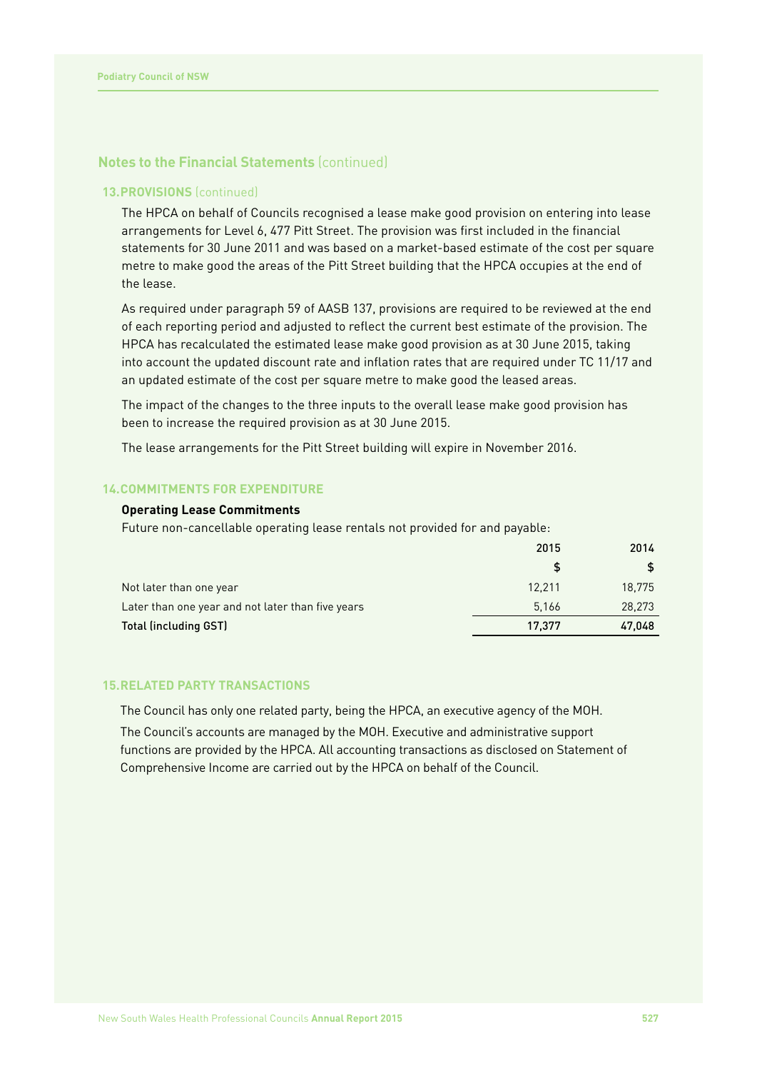## Notes to the Financial Statements (continued)

### 13. PROVISIONS (continued)

The HPCA on behalf of Councils recognised a lease make good provision on entering into lease arrangements for Level 6, 477 Pitt Street. The provision was first included in the financial statements for 30 June 2011 and was based on a market-based estimate of the cost per square metre to make good the areas of the Pitt Street building that the HPCA occupies at the end of the lease.

As required under paragraph 59 of AASB 137, provisions are required to be reviewed at the end of each reporting period and adjusted to reflect the current best estimate of the provision. The HPCA has recalculated the estimated lease make good provision as at 30 June 2015, taking into account the updated discount rate and inflation rates that are required under TC 11/17 and an updated estimate of the cost per square metre to make good the leased areas.

The impact of the changes to the three inputs to the overall lease make good provision has been to increase the required provision as at 30 June 2015.

The lease arrangements for the Pitt Street building will expire in November 2016.

### 14. COMMITMENTS FOR EXPENDITURE

**Operating Lease Commitments**

Future non-cancellable operating lease rentals not provided for and payable:

| | 2015 | 2014 |
|---|---|---|
| | $ | $ |
| Not later than one year | 12,211 | 18,775 |
| Later than one year and not later than five years | 5,166 | 28,273 |
| **Total (including GST)** | **17,377** | **47,048** |

### 15. RELATED PARTY TRANSACTIONS

The Council has only one related party, being the HPCA, an executive agency of the MOH.

The Council's accounts are managed by the MOH. Executive and administrative support functions are provided by the HPCA. All accounting transactions as disclosed on Statement of Comprehensive Income are carried out by the HPCA on behalf of the Council.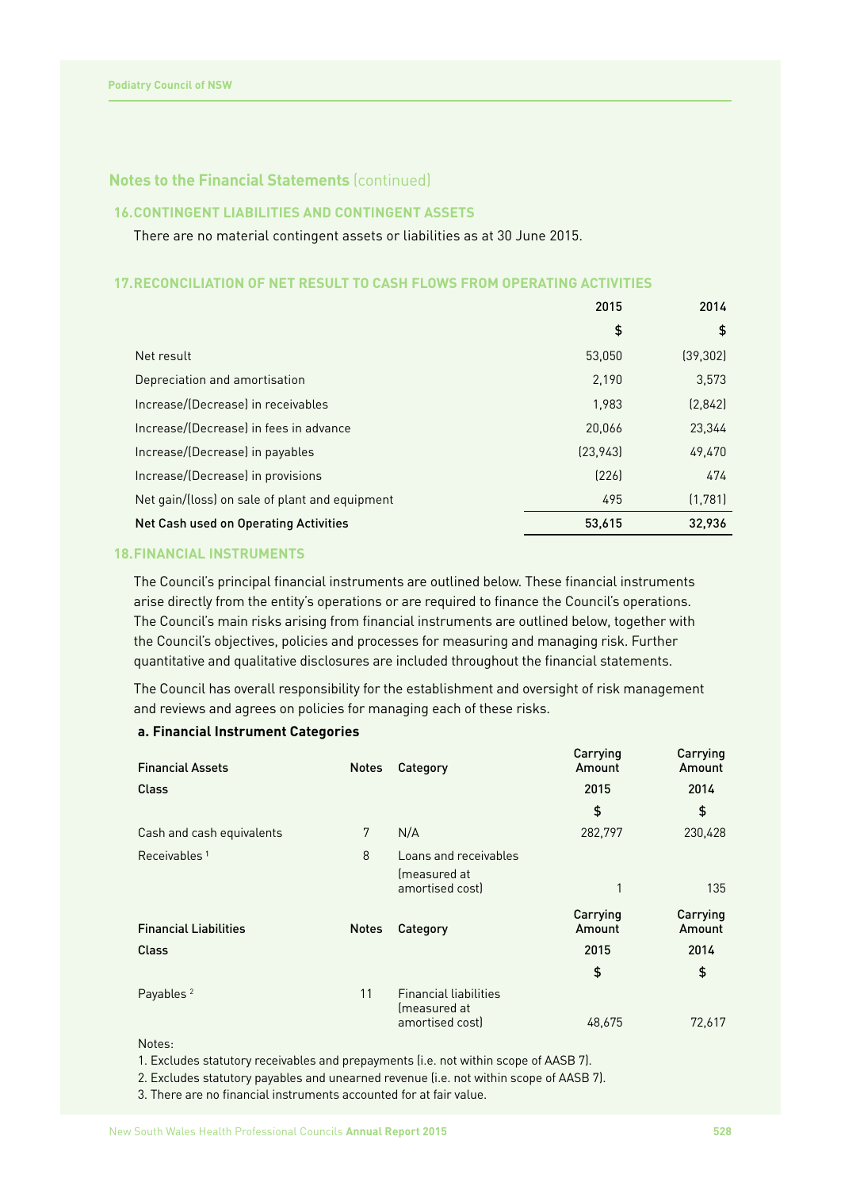## Notes to the Financial Statements (continued)

### 16. CONTINGENT LIABILITIES AND CONTINGENT ASSETS

There are no material contingent assets or liabilities as at 30 June 2015.

### 17. RECONCILIATION OF NET RESULT TO CASH FLOWS FROM OPERATING ACTIVITIES

| | 2015 | 2014 |
|---|---|---|
| | $ | $ |
| Net result | 53,050 | (39,302) |
| Depreciation and amortisation | 2,190 | 3,573 |
| Increase/(Decrease) in receivables | 1,983 | (2,842) |
| Increase/(Decrease) in fees in advance | 20,066 | 23,344 |
| Increase/(Decrease) in payables | (23,943) | 49,470 |
| Increase/(Decrease) in provisions | (226) | 474 |
| Net gain/(loss) on sale of plant and equipment | 495 | (1,781) |
| **Net Cash used on Operating Activities** | **53,615** | **32,936** |

### 18. FINANCIAL INSTRUMENTS

The Council's principal financial instruments are outlined below. These financial instruments arise directly from the entity's operations or are required to finance the Council's operations. The Council's main risks arising from financial instruments are outlined below, together with the Council's objectives, policies and processes for measuring and managing risk. Further quantitative and qualitative disclosures are included throughout the financial statements.

The Council has overall responsibility for the establishment and oversight of risk management and reviews and agrees on policies for managing each of these risks.

**a. Financial Instrument Categories**

| Financial Assets | Notes | Category | Carrying Amount | Carrying Amount |
|---|---|---|---|---|
| Class | | | 2015 | 2014 |
| | | | $ | $ |
| Cash and cash equivalents | 7 | N/A | 282,797 | 230,428 |
| Receivables [1] | 8 | Loans and receivables (measured at amortised cost) | 1 | 135 |

| Financial Liabilities | Notes | Category | Carrying Amount | Carrying Amount |
|---|---|---|---|---|
| Class | | | 2015 | 2014 |
| | | | $ | $ |
| Payables [2] | 11 | Financial liabilities (measured at amortised cost) | 48,675 | 72,617 |

Notes:

1. Excludes statutory receivables and prepayments (i.e. not within scope of AASB 7).
2. Excludes statutory payables and unearned revenue (i.e. not within scope of AASB 7).
3. There are no financial instruments accounted for at fair value.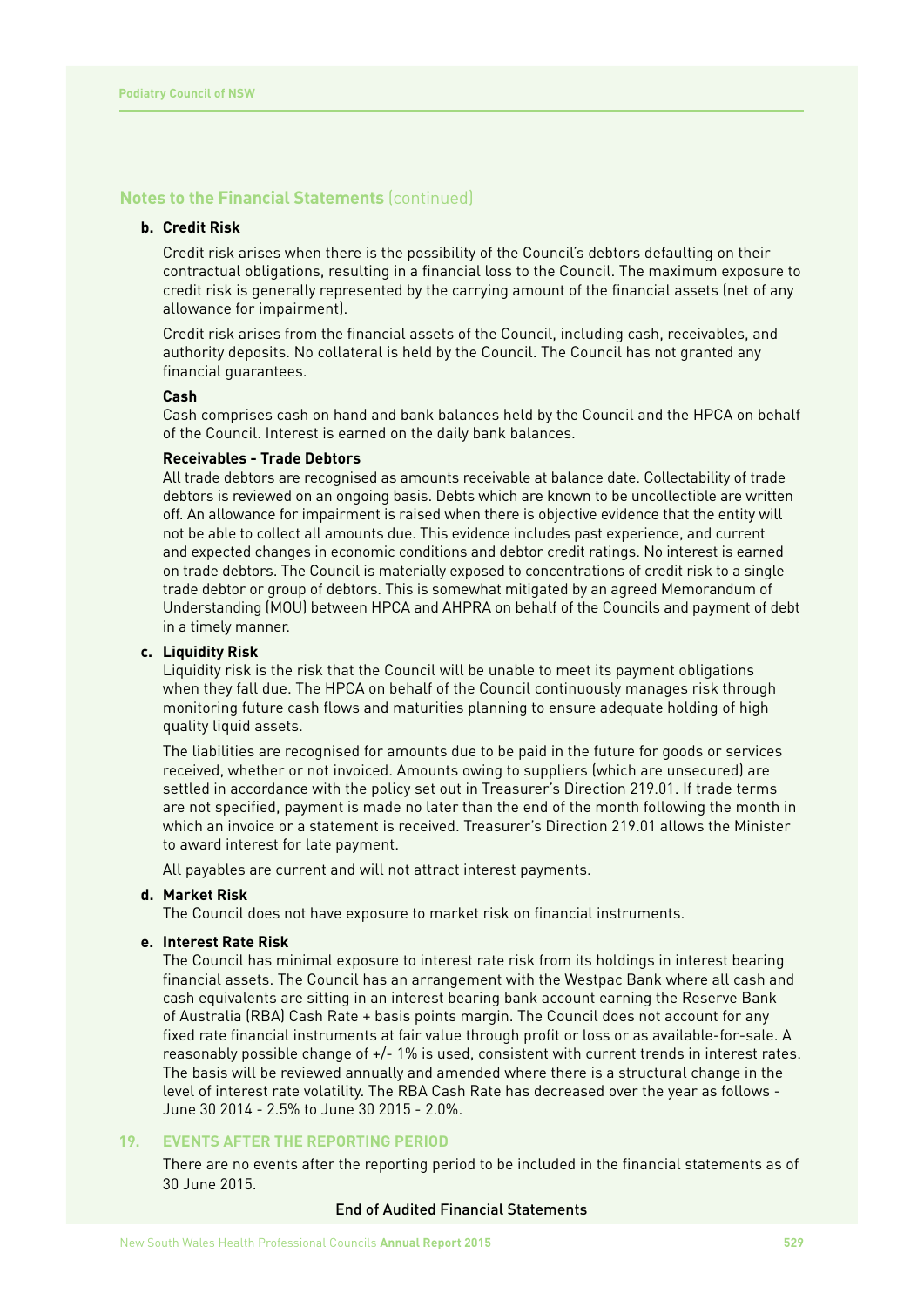## Notes to the Financial Statements (continued)

**b. Credit Risk**

Credit risk arises when there is the possibility of the Council's debtors defaulting on their contractual obligations, resulting in a financial loss to the Council. The maximum exposure to credit risk is generally represented by the carrying amount of the financial assets (net of any allowance for impairment).

Credit risk arises from the financial assets of the Council, including cash, receivables, and authority deposits. No collateral is held by the Council. The Council has not granted any financial guarantees.

**Cash**

Cash comprises cash on hand and bank balances held by the Council and the HPCA on behalf of the Council. Interest is earned on the daily bank balances.

**Receivables - Trade Debtors**

All trade debtors are recognised as amounts receivable at balance date. Collectability of trade debtors is reviewed on an ongoing basis. Debts which are known to be uncollectible are written off. An allowance for impairment is raised when there is objective evidence that the entity will not be able to collect all amounts due. This evidence includes past experience, and current and expected changes in economic conditions and debtor credit ratings. No interest is earned on trade debtors. The Council is materially exposed to concentrations of credit risk to a single trade debtor or group of debtors. This is somewhat mitigated by an agreed Memorandum of Understanding (MOU) between HPCA and AHPRA on behalf of the Councils and payment of debt in a timely manner.

**c. Liquidity Risk**

Liquidity risk is the risk that the Council will be unable to meet its payment obligations when they fall due. The HPCA on behalf of the Council continuously manages risk through monitoring future cash flows and maturities planning to ensure adequate holding of high quality liquid assets.

The liabilities are recognised for amounts due to be paid in the future for goods or services received, whether or not invoiced. Amounts owing to suppliers (which are unsecured) are settled in accordance with the policy set out in Treasurer's Direction 219.01. If trade terms are not specified, payment is made no later than the end of the month following the month in which an invoice or a statement is received. Treasurer's Direction 219.01 allows the Minister to award interest for late payment.

All payables are current and will not attract interest payments.

**d. Market Risk**

The Council does not have exposure to market risk on financial instruments.

**e. Interest Rate Risk**

The Council has minimal exposure to interest rate risk from its holdings in interest bearing financial assets. The Council has an arrangement with the Westpac Bank where all cash and cash equivalents are sitting in an interest bearing bank account earning the Reserve Bank of Australia (RBA) Cash Rate + basis points margin. The Council does not account for any fixed rate financial instruments at fair value through profit or loss or as available-for-sale. A reasonably possible change of +/- 1% is used, consistent with current trends in interest rates. The basis will be reviewed annually and amended where there is a structural change in the level of interest rate volatility. The RBA Cash Rate has decreased over the year as follows - June 30 2014 - 2.5% to June 30 2015 - 2.0%.

## 19. EVENTS AFTER THE REPORTING PERIOD

There are no events after the reporting period to be included in the financial statements as of 30 June 2015.

End of Audited Financial Statements